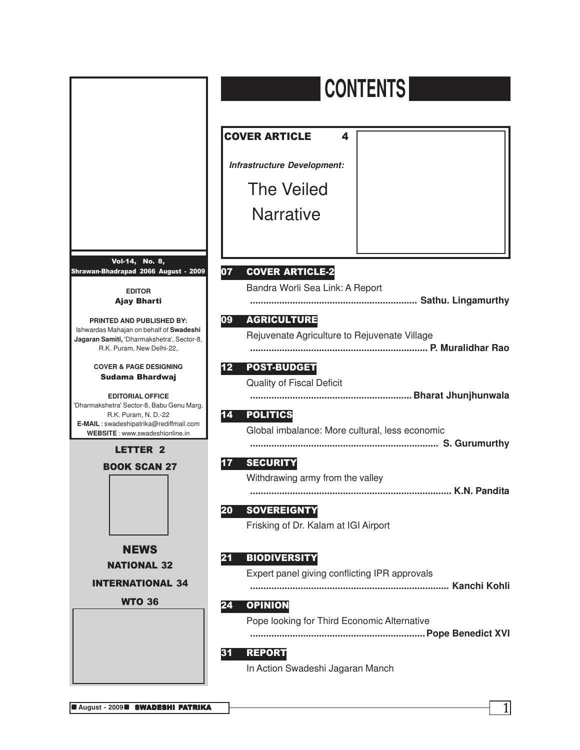# CONTENTS

**COVER ARTICLE 4**

***Infrastructure Development:***

## The Veiled Narrative

**07 COVER ARTICLE-2**

Bandra Worli Sea Link: A Report

.............................................................. **Sathu. Lingamurthy**

**09 AGRICULTURE**

Rejuvenate Agriculture to Rejuvenate Village

.................................................................. **P. Muralidhar Rao**

**12 POST-BUDGET**

Quality of Fiscal Deficit

............................................................ **Bharat Jhunjhunwala**

**14 POLITICS**

Global imbalance: More cultural, less economic

..................................................................... **S. Gurumurthy**

**17 SECURITY**

Withdrawing army from the valley

........................................................................... **K.N. Pandita**

**20 SOVEREIGNTY**

Frisking of Dr. Kalam at IGI Airport

**21 BIODIVERSITY**

Expert panel giving conflicting IPR approvals

.......................................................................... **Kanchi Kohli**

**24 OPINION**

Pope looking for Third Economic Alternative

................................................................. **Pope Benedict XVI**

**31 REPORT**

In Action Swadeshi Jagaran Manch

---

**Vol-14, No. 8,**
**Shrawan-Bhadrapad 2066 August - 2009**

**EDITOR**
**Ajay Bharti**

**PRINTED AND PUBLISHED BY:**
Ishwardas Mahajan on behalf of **Swadeshi Jagaran Samiti,** 'Dharmakshetra', Sector-8, R.K. Puram, New Delhi-22,

**COVER & PAGE DESIGNING**
**Sudama Bhardwaj**

**EDITORIAL OFFICE**
'Dharmakshetra' Sector-8, Babu Genu Marg. R.K. Puram, N. D.-22
**E-MAIL** : swadeshipatrika@rediffmail.com
**WEBSITE** : www.swadeshionline.in

**LETTER 2**

**BOOK SCAN 27**

**NEWS**

**NATIONAL 32**

**INTERNATIONAL 34**

**WTO 36**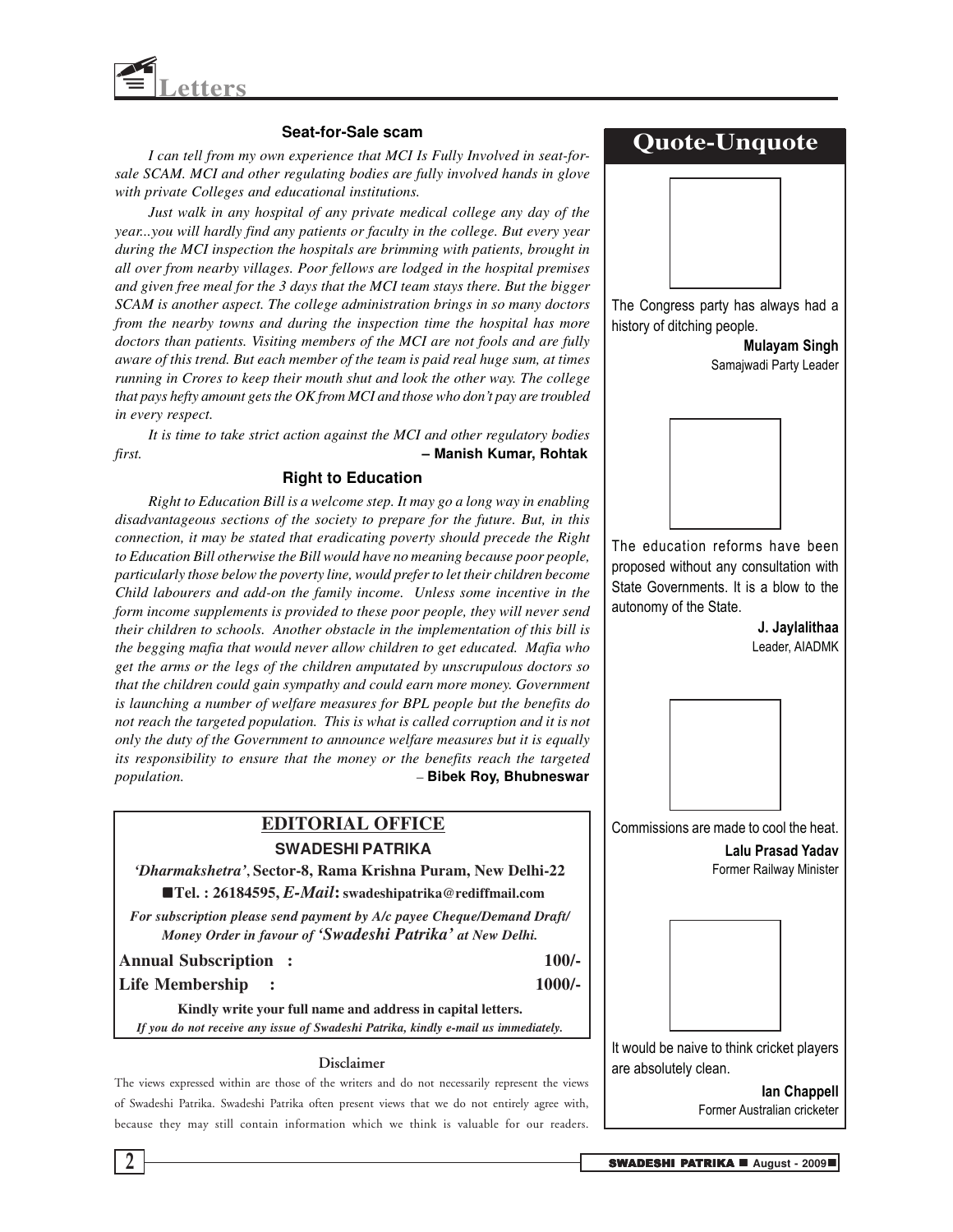# Letters

## Seat-for-Sale scam

*I can tell from my own experience that MCI Is Fully Involved in seat-for-sale SCAM. MCI and other regulating bodies are fully involved hands in glove with private Colleges and educational institutions.*

*Just walk in any hospital of any private medical college any day of the year...you will hardly find any patients or faculty in the college. But every year during the MCI inspection the hospitals are brimming with patients, brought in all over from nearby villages. Poor fellows are lodged in the hospital premises and given free meal for the 3 days that the MCI team stays there. But the bigger SCAM is another aspect. The college administration brings in so many doctors from the nearby towns and during the inspection time the hospital has more doctors than patients. Visiting members of the MCI are not fools and are fully aware of this trend. But each member of the team is paid real huge sum, at times running in Crores to keep their mouth shut and look the other way. The college that pays hefty amount gets the OK from MCI and those who don't pay are troubled in every respect.*

*It is time to take strict action against the MCI and other regulatory bodies first.*

**– Manish Kumar, Rohtak**

## Right to Education

*Right to Education Bill is a welcome step. It may go a long way in enabling disadvantageous sections of the society to prepare for the future. But, in this connection, it may be stated that eradicating poverty should precede the Right to Education Bill otherwise the Bill would have no meaning because poor people, particularly those below the poverty line, would prefer to let their children become Child labourers and add-on the family income. Unless some incentive in the form income supplements is provided to these poor people, they will never send their children to schools. Another obstacle in the implementation of this bill is the begging mafia that would never allow children to get educated. Mafia who get the arms or the legs of the children amputated by unscrupulous doctors so that the children could gain sympathy and could earn more money. Government is launching a number of welfare measures for BPL people but the benefits do not reach the targeted population. This is what is called corruption and it is not only the duty of the Government to announce welfare measures but it is equally its responsibility to ensure that the money or the benefits reach the targeted population.*

**– Bibek Roy, Bhubneswar**

## EDITORIAL OFFICE

**SWADESHI PATRIKA**

***'Dharmakshetra'*, Sector-8, Rama Krishna Puram, New Delhi-22**

**Tel. : 26184595, *E-Mail*: swadeshipatrika@rediffmail.com**

***For subscription please send payment by A/c payee Cheque/Demand Draft/ Money Order in favour of 'Swadeshi Patrika' at New Delhi.***

| | |
|---|---|
| **Annual Subscription :** | **100/-** |
| **Life Membership :** | **1000/-** |

**Kindly write your full name and address in capital letters.**

***If you do not receive any issue of Swadeshi Patrika, kindly e-mail us immediately.***

### Disclaimer

The views expressed within are those of the writers and do not necessarily represent the views of Swadeshi Patrika. Swadeshi Patrika often present views that we do not entirely agree with, because they may still contain information which we think is valuable for our readers.

## Quote-Unquote

The Congress party has always had a history of ditching people.

**Mulayam Singh**
Samajwadi Party Leader

The education reforms have been proposed without any consultation with State Governments. It is a blow to the autonomy of the State.

**J. Jaylalithaa**
Leader, AIADMK

Commissions are made to cool the heat.

**Lalu Prasad Yadav**
Former Railway Minister

It would be naive to think cricket players are absolutely clean.

**Ian Chappell**
Former Australian cricketer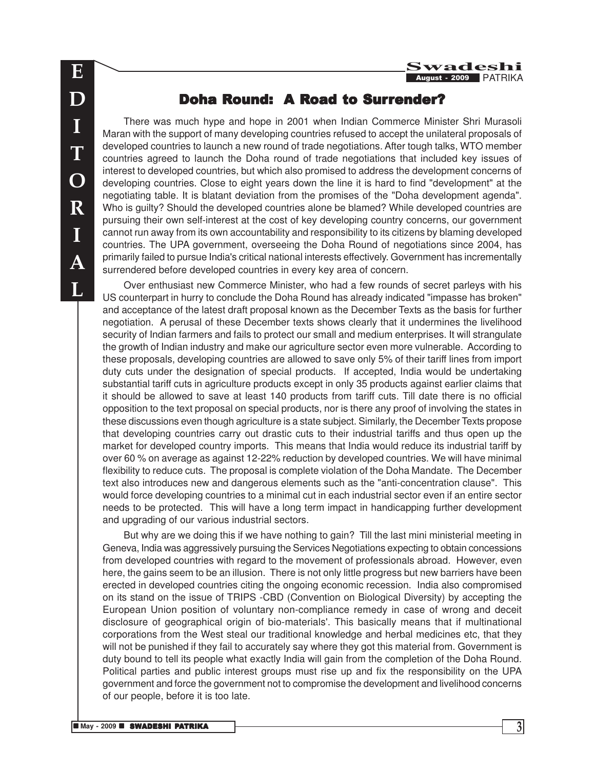# Doha Round: A Road to Surrender?

There was much hype and hope in 2001 when Indian Commerce Minister Shri Murasoli Maran with the support of many developing countries refused to accept the unilateral proposals of developed countries to launch a new round of trade negotiations. After tough talks, WTO member countries agreed to launch the Doha round of trade negotiations that included key issues of interest to developed countries, but which also promised to address the development concerns of developing countries. Close to eight years down the line it is hard to find "development" at the negotiating table. It is blatant deviation from the promises of the "Doha development agenda". Who is guilty? Should the developed countries alone be blamed? While developed countries are pursuing their own self-interest at the cost of key developing country concerns, our government cannot run away from its own accountability and responsibility to its citizens by blaming developed countries. The UPA government, overseeing the Doha Round of negotiations since 2004, has primarily failed to pursue India's critical national interests effectively. Government has incrementally surrendered before developed countries in every key area of concern.

Over enthusiast new Commerce Minister, who had a few rounds of secret parleys with his US counterpart in hurry to conclude the Doha Round has already indicated "impasse has broken" and acceptance of the latest draft proposal known as the December Texts as the basis for further negotiation. A perusal of these December texts shows clearly that it undermines the livelihood security of Indian farmers and fails to protect our small and medium enterprises. It will strangulate the growth of Indian industry and make our agriculture sector even more vulnerable. According to these proposals, developing countries are allowed to save only 5% of their tariff lines from import duty cuts under the designation of special products. If accepted, India would be undertaking substantial tariff cuts in agriculture products except in only 35 products against earlier claims that it should be allowed to save at least 140 products from tariff cuts. Till date there is no official opposition to the text proposal on special products, nor is there any proof of involving the states in these discussions even though agriculture is a state subject. Similarly, the December Texts propose that developing countries carry out drastic cuts to their industrial tariffs and thus open up the market for developed country imports. This means that India would reduce its industrial tariff by over 60 % on average as against 12-22% reduction by developed countries. We will have minimal flexibility to reduce cuts. The proposal is complete violation of the Doha Mandate. The December text also introduces new and dangerous elements such as the "anti-concentration clause". This would force developing countries to a minimal cut in each industrial sector even if an entire sector needs to be protected. This will have a long term impact in handicapping further development and upgrading of our various industrial sectors.

But why are we doing this if we have nothing to gain? Till the last mini ministerial meeting in Geneva, India was aggressively pursuing the Services Negotiations expecting to obtain concessions from developed countries with regard to the movement of professionals abroad. However, even here, the gains seem to be an illusion. There is not only little progress but new barriers have been erected in developed countries citing the ongoing economic recession. India also compromised on its stand on the issue of TRIPS -CBD (Convention on Biological Diversity) by accepting the European Union position of voluntary non-compliance remedy in case of wrong and deceit disclosure of geographical origin of bio-materials'. This basically means that if multinational corporations from the West steal our traditional knowledge and herbal medicines etc, that they will not be punished if they fail to accurately say where they got this material from. Government is duty bound to tell its people what exactly India will gain from the completion of the Doha Round. Political parties and public interest groups must rise up and fix the responsibility on the UPA government and force the government not to compromise the development and livelihood concerns of our people, before it is too late.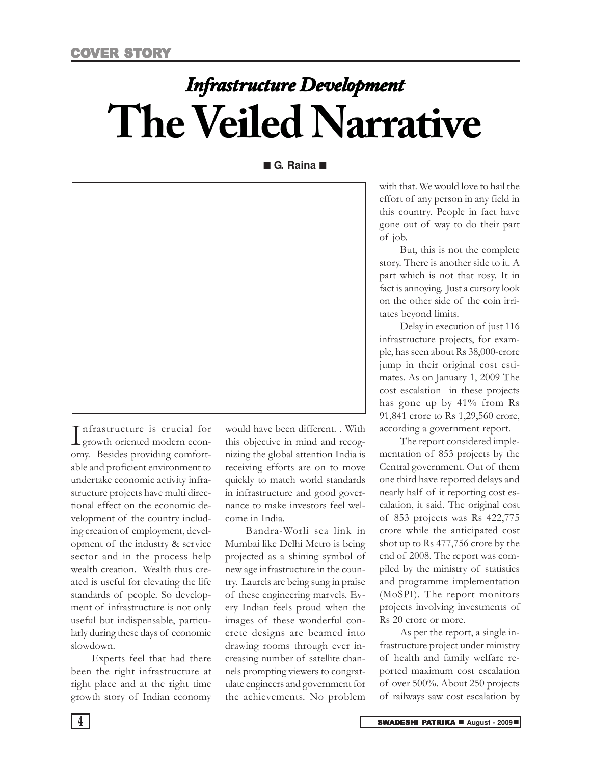COVER STORY

## *Infrastructure Development*

# The Veiled Narrative

■ G. Raina ■

Infrastructure is crucial for growth oriented modern economy. Besides providing comfortable and proficient environment to undertake economic activity infrastructure projects have multi directional effect on the economic development of the country including creation of employment, development of the industry & service sector and in the process help wealth creation. Wealth thus created is useful for elevating the life standards of people. So development of infrastructure is not only useful but indispensable, particularly during these days of economic slowdown.

Experts feel that had there been the right infrastructure at right place and at the right time growth story of Indian economy would have been different. . With this objective in mind and recognizing the global attention India is receiving efforts are on to move quickly to match world standards in infrastructure and good governance to make investors feel welcome in India.

Bandra-Worli sea link in Mumbai like Delhi Metro is being projected as a shining symbol of new age infrastructure in the country. Laurels are being sung in praise of these engineering marvels. Every Indian feels proud when the images of these wonderful concrete designs are beamed into drawing rooms through ever increasing number of satellite channels prompting viewers to congratulate engineers and government for the achievements. No problem with that. We would love to hail the effort of any person in any field in this country. People in fact have gone out of way to do their part of job.

But, this is not the complete story. There is another side to it. A part which is not that rosy. It in fact is annoying. Just a cursory look on the other side of the coin irritates beyond limits.

Delay in execution of just 116 infrastructure projects, for example, has seen about Rs 38,000-crore jump in their original cost estimates. As on January 1, 2009 The cost escalation in these projects has gone up by 41% from Rs 91,841 crore to Rs 1,29,560 crore, according a government report.

The report considered implementation of 853 projects by the Central government. Out of them one third have reported delays and nearly half of it reporting cost escalation, it said. The original cost of 853 projects was Rs 422,775 crore while the anticipated cost shot up to Rs 477,756 crore by the end of 2008. The report was compiled by the ministry of statistics and programme implementation (MoSPI). The report monitors projects involving investments of Rs 20 crore or more.

As per the report, a single infrastructure project under ministry of health and family welfare reported maximum cost escalation of over 500%. About 250 projects of railways saw cost escalation by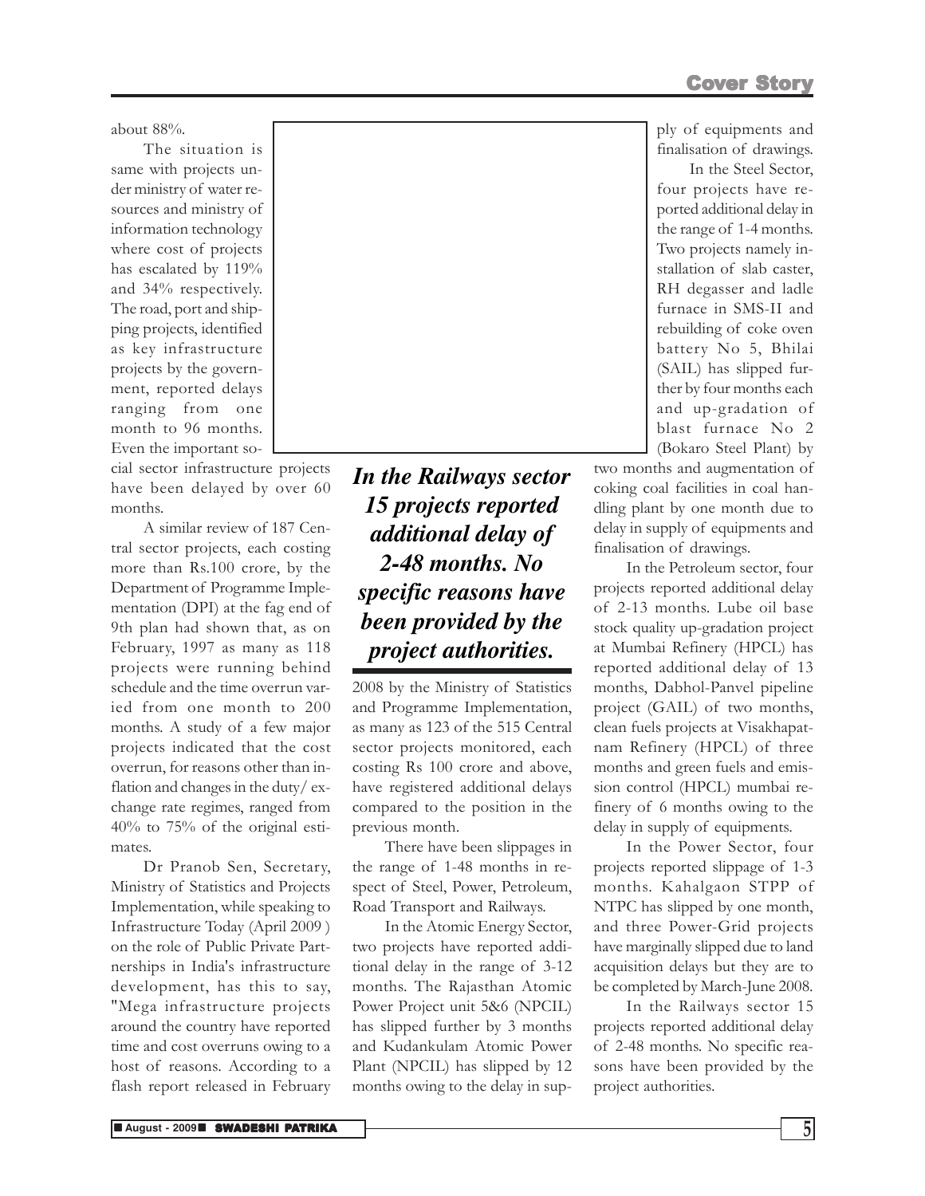about 88%.

The situation is same with projects under ministry of water resources and ministry of information technology where cost of projects has escalated by 119% and 34% respectively. The road, port and shipping projects, identified as key infrastructure projects by the government, reported delays ranging from one month to 96 months. Even the important social sector infrastructure projects have been delayed by over 60 months.

A similar review of 187 Central sector projects, each costing more than Rs.100 crore, by the Department of Programme Implementation (DPI) at the fag end of 9th plan had shown that, as on February, 1997 as many as 118 projects were running behind schedule and the time overrun varied from one month to 200 months. A study of a few major projects indicated that the cost overrun, for reasons other than inflation and changes in the duty/ exchange rate regimes, ranged from 40% to 75% of the original estimates.

Dr Pranob Sen, Secretary, Ministry of Statistics and Projects Implementation, while speaking to Infrastructure Today (April 2009 ) on the role of Public Private Partnerships in India's infrastructure development, has this to say, "Mega infrastructure projects around the country have reported time and cost overruns owing to a host of reasons. According to a flash report released in February 2008 by the Ministry of Statistics and Programme Implementation, as many as 123 of the 515 Central sector projects monitored, each costing Rs 100 crore and above, have registered additional delays compared to the position in the previous month.

***In the Railways sector 15 projects reported additional delay of 2-48 months. No specific reasons have been provided by the project authorities.***

There have been slippages in the range of 1-48 months in respect of Steel, Power, Petroleum, Road Transport and Railways.

In the Atomic Energy Sector, two projects have reported additional delay in the range of 3-12 months. The Rajasthan Atomic Power Project unit 5&6 (NPCIL) has slipped further by 3 months and Kudankulam Atomic Power Plant (NPCIL) has slipped by 12 months owing to the delay in supply of equipments and finalisation of drawings.

In the Steel Sector, four projects have reported additional delay in the range of 1-4 months. Two projects namely installation of slab caster, RH degasser and ladle furnace in SMS-II and rebuilding of coke oven battery No 5, Bhilai (SAIL) has slipped further by four months each and up-gradation of blast furnace No 2 (Bokaro Steel Plant) by two months and augmentation of coking coal facilities in coal handling plant by one month due to delay in supply of equipments and finalisation of drawings.

In the Petroleum sector, four projects reported additional delay of 2-13 months. Lube oil base stock quality up-gradation project at Mumbai Refinery (HPCL) has reported additional delay of 13 months, Dabhol-Panvel pipeline project (GAIL) of two months, clean fuels projects at Visakhapatnam Refinery (HPCL) of three months and green fuels and emission control (HPCL) mumbai refinery of 6 months owing to the delay in supply of equipments.

In the Power Sector, four projects reported slippage of 1-3 months. Kahalgaon STPP of NTPC has slipped by one month, and three Power-Grid projects have marginally slipped due to land acquisition delays but they are to be completed by March-June 2008.

In the Railways sector 15 projects reported additional delay of 2-48 months. No specific reasons have been provided by the project authorities.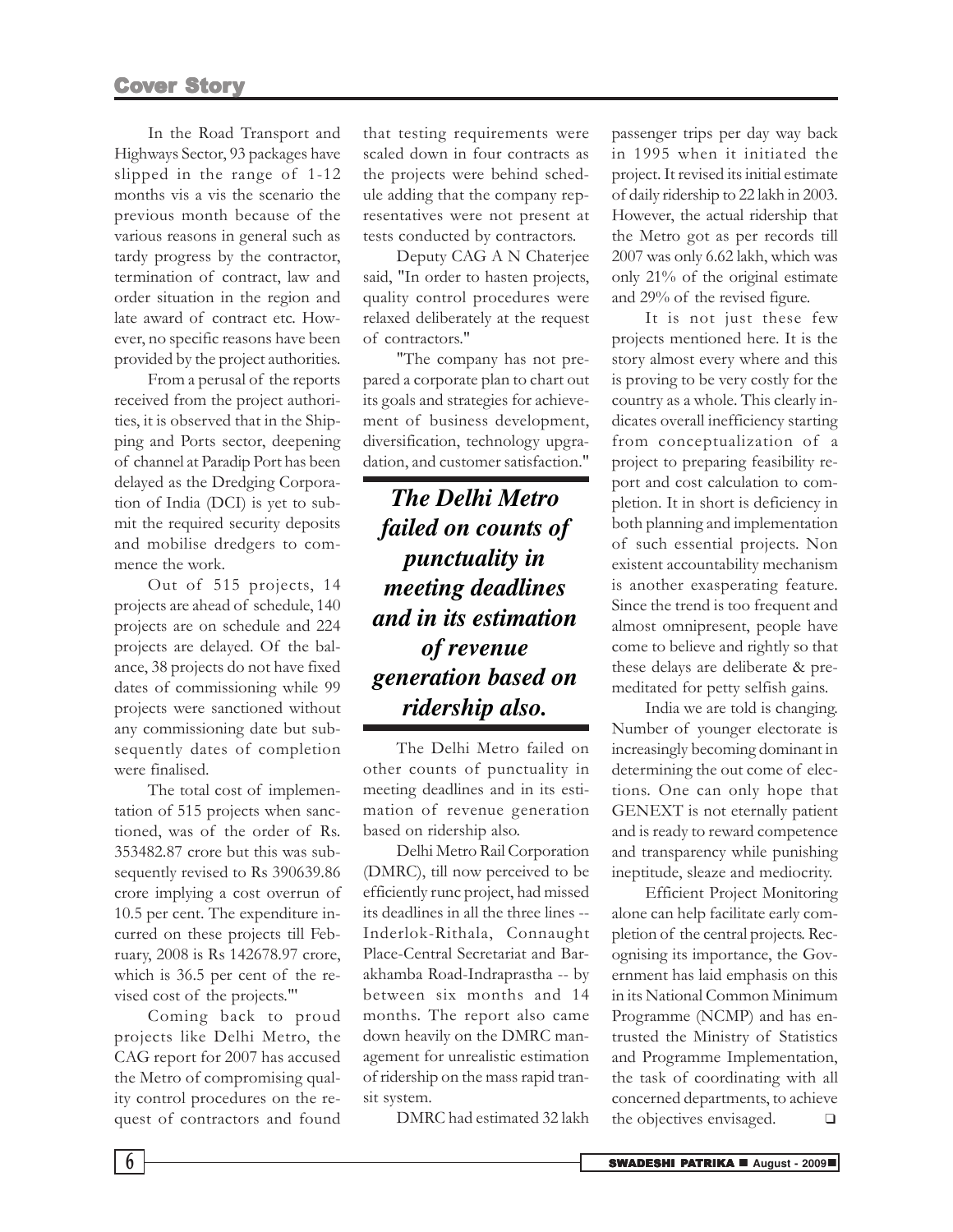In the Road Transport and Highways Sector, 93 packages have slipped in the range of 1-12 months vis a vis the scenario the previous month because of the various reasons in general such as tardy progress by the contractor, termination of contract, law and order situation in the region and late award of contract etc. However, no specific reasons have been provided by the project authorities.

From a perusal of the reports received from the project authorities, it is observed that in the Shipping and Ports sector, deepening of channel at Paradip Port has been delayed as the Dredging Corporation of India (DCI) is yet to submit the required security deposits and mobilise dredgers to commence the work.

Out of 515 projects, 14 projects are ahead of schedule, 140 projects are on schedule and 224 projects are delayed. Of the balance, 38 projects do not have fixed dates of commissioning while 99 projects were sanctioned without any commissioning date but subsequently dates of completion were finalised.

The total cost of implementation of 515 projects when sanctioned, was of the order of Rs. 353482.87 crore but this was subsequently revised to Rs 390639.86 crore implying a cost overrun of 10.5 per cent. The expenditure incurred on these projects till February, 2008 is Rs 142678.97 crore, which is 36.5 per cent of the revised cost of the projects."'

Coming back to proud projects like Delhi Metro, the CAG report for 2007 has accused the Metro of compromising quality control procedures on the request of contractors and found that testing requirements were scaled down in four contracts as the projects were behind schedule adding that the company representatives were not present at tests conducted by contractors.

Deputy CAG A N Chaterjee said, "In order to hasten projects, quality control procedures were relaxed deliberately at the request of contractors."

"The company has not prepared a corporate plan to chart out its goals and strategies for achievement of business development, diversification, technology upgradation, and customer satisfaction."

***The Delhi Metro failed on counts of punctuality in meeting deadlines and in its estimation of revenue generation based on ridership also.***

The Delhi Metro failed on other counts of punctuality in meeting deadlines and in its estimation of revenue generation based on ridership also.

Delhi Metro Rail Corporation (DMRC), till now perceived to be efficiently runc project, had missed its deadlines in all the three lines -- Inderlok-Rithala, Connaught Place-Central Secretariat and Barakhamba Road-Indraprastha -- by between six months and 14 months. The report also came down heavily on the DMRC management for unrealistic estimation of ridership on the mass rapid transit system.

DMRC had estimated 32 lakh passenger trips per day way back in 1995 when it initiated the project. It revised its initial estimate of daily ridership to 22 lakh in 2003. However, the actual ridership that the Metro got as per records till 2007 was only 6.62 lakh, which was only 21% of the original estimate and 29% of the revised figure.

It is not just these few projects mentioned here. It is the story almost every where and this is proving to be very costly for the country as a whole. This clearly indicates overall inefficiency starting from conceptualization of a project to preparing feasibility report and cost calculation to completion. It in short is deficiency in both planning and implementation of such essential projects. Non existent accountability mechanism is another exasperating feature. Since the trend is too frequent and almost omnipresent, people have come to believe and rightly so that these delays are deliberate & premeditated for petty selfish gains.

India we are told is changing. Number of younger electorate is increasingly becoming dominant in determining the out come of elections. One can only hope that GENEXT is not eternally patient and is ready to reward competence and transparency while punishing ineptitude, sleaze and mediocrity.

Efficient Project Monitoring alone can help facilitate early completion of the central projects. Recognising its importance, the Government has laid emphasis on this in its National Common Minimum Programme (NCMP) and has entrusted the Ministry of Statistics and Programme Implementation, the task of coordinating with all concerned departments, to achieve the objectives envisaged. ❑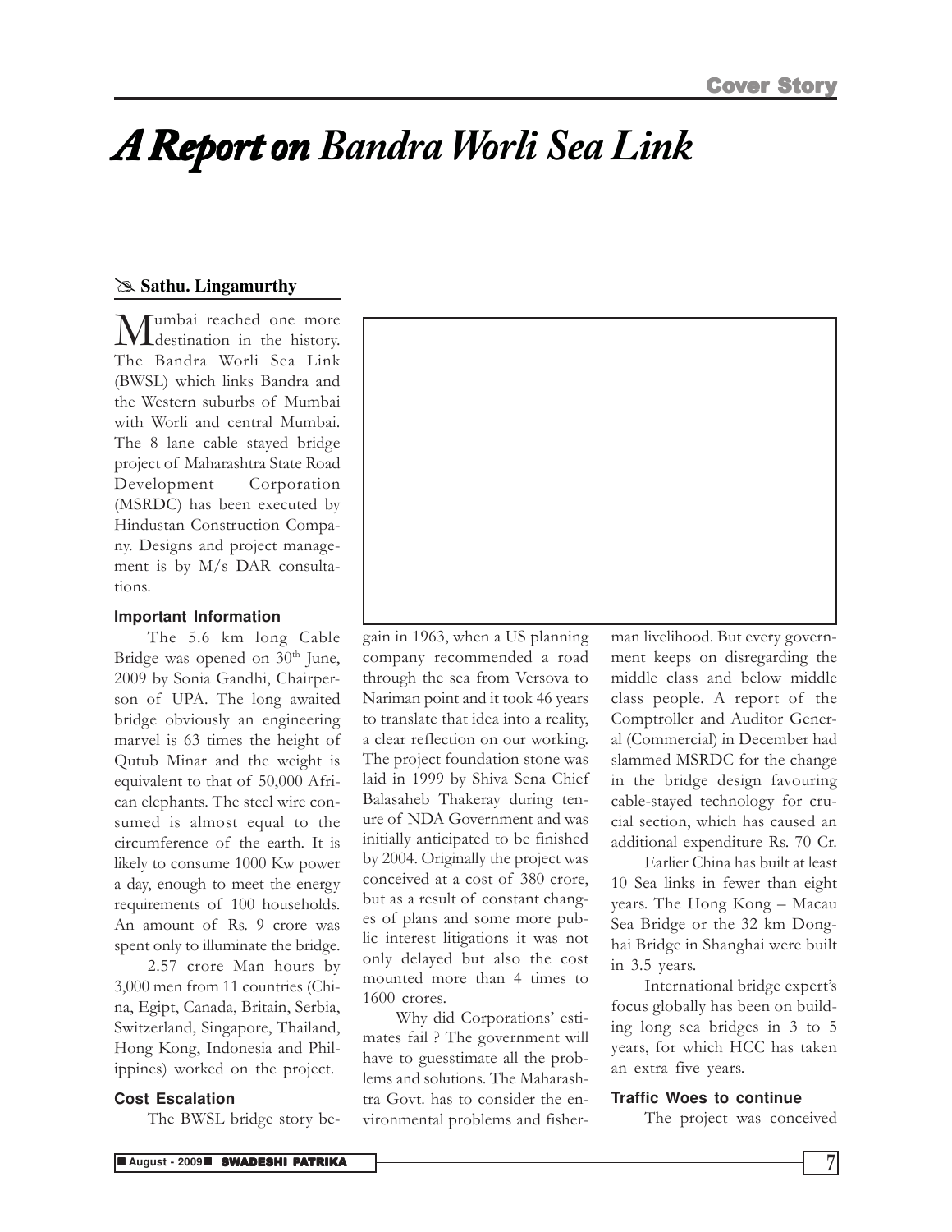# *A Report on Bandra Worli Sea Link*

**Sathu. Lingamurthy**

Mumbai reached one more destination in the history. The Bandra Worli Sea Link (BWSL) which links Bandra and the Western suburbs of Mumbai with Worli and central Mumbai. The 8 lane cable stayed bridge project of Maharashtra State Road Development Corporation (MSRDC) has been executed by Hindustan Construction Company. Designs and project management is by M/s DAR consultations.

### Important Information

The 5.6 km long Cable Bridge was opened on 30th June, 2009 by Sonia Gandhi, Chairperson of UPA. The long awaited bridge obviously an engineering marvel is 63 times the height of Qutub Minar and the weight is equivalent to that of 50,000 African elephants. The steel wire consumed is almost equal to the circumference of the earth. It is likely to consume 1000 Kw power a day, enough to meet the energy requirements of 100 households. An amount of Rs. 9 crore was spent only to illuminate the bridge.

2.57 crore Man hours by 3,000 men from 11 countries (China, Egipt, Canada, Britain, Serbia, Switzerland, Singapore, Thailand, Hong Kong, Indonesia and Philippines) worked on the project.

### Cost Escalation

The BWSL bridge story began in 1963, when a US planning company recommended a road through the sea from Versova to Nariman point and it took 46 years to translate that idea into a reality, a clear reflection on our working. The project foundation stone was laid in 1999 by Shiva Sena Chief Balasaheb Thakeray during tenure of NDA Government and was initially anticipated to be finished by 2004. Originally the project was conceived at a cost of 380 crore, but as a result of constant changes of plans and some more public interest litigations it was not only delayed but also the cost mounted more than 4 times to 1600 crores.

Why did Corporations' estimates fail ? The government will have to guesstimate all the problems and solutions. The Maharashtra Govt. has to consider the environmental problems and fisherman livelihood. But every government keeps on disregarding the middle class and below middle class people. A report of the Comptroller and Auditor General (Commercial) in December had slammed MSRDC for the change in the bridge design favouring cable-stayed technology for crucial section, which has caused an additional expenditure Rs. 70 Cr.

Earlier China has built at least 10 Sea links in fewer than eight years. The Hong Kong – Macau Sea Bridge or the 32 km Donghai Bridge in Shanghai were built in 3.5 years.

International bridge expert's focus globally has been on building long sea bridges in 3 to 5 years, for which HCC has taken an extra five years.

### Traffic Woes to continue

The project was conceived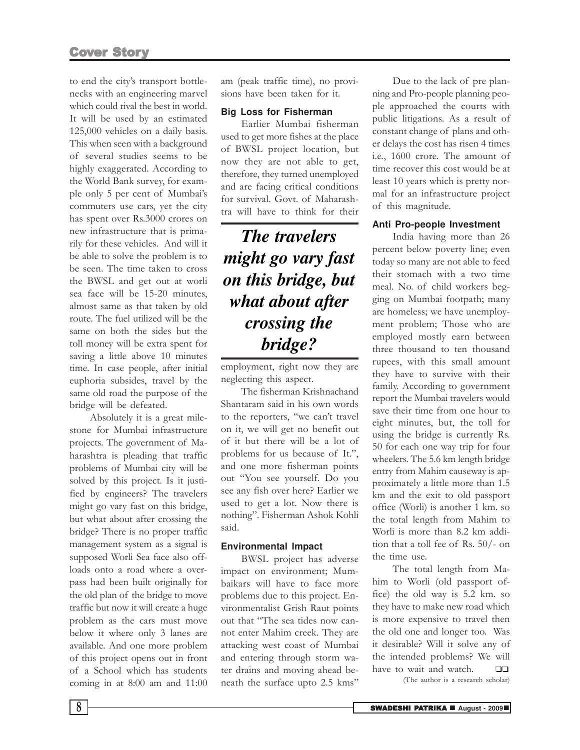to end the city's transport bottlenecks with an engineering marvel which could rival the best in world. It will be used by an estimated 125,000 vehicles on a daily basis. This when seen with a background of several studies seems to be highly exaggerated. According to the World Bank survey, for example only 5 per cent of Mumbai's commuters use cars, yet the city has spent over Rs.3000 crores on new infrastructure that is primarily for these vehicles. And will it be able to solve the problem is to be seen. The time taken to cross the BWSL and get out at worli sea face will be 15-20 minutes, almost same as that taken by old route. The fuel utilized will be the same on both the sides but the toll money will be extra spent for saving a little above 10 minutes time. In case people, after initial euphoria subsides, travel by the same old road the purpose of the bridge will be defeated.

Absolutely it is a great milestone for Mumbai infrastructure projects. The government of Maharashtra is pleading that traffic problems of Mumbai city will be solved by this project. Is it justified by engineers? The travelers might go vary fast on this bridge, but what about after crossing the bridge? There is no proper traffic management system as a signal is supposed Worli Sea face also offloads onto a road where a overpass had been built originally for the old plan of the bridge to move traffic but now it will create a huge problem as the cars must move below it where only 3 lanes are available. And one more problem of this project opens out in front of a School which has students coming in at 8:00 am and 11:00 am (peak traffic time), no provisions have been taken for it.

### Big Loss for Fisherman

Earlier Mumbai fisherman used to get more fishes at the place of BWSL project location, but now they are not able to get, therefore, they turned unemployed and are facing critical conditions for survival. Govt. of Maharashtra will have to think for their employment, right now they are neglecting this aspect.

> ***The travelers might go vary fast on this bridge, but what about after crossing the bridge?***

The fisherman Krishnachand Shantaram said in his own words to the reporters, "we can't travel on it, we will get no benefit out of it but there will be a lot of problems for us because of It.", and one more fisherman points out "You see yourself. Do you see any fish over here? Earlier we used to get a lot. Now there is nothing". Fisherman Ashok Kohli said.

### Environmental Impact

BWSL project has adverse impact on environment; Mumbaikars will have to face more problems due to this project. Environmentalist Grish Raut points out that "The sea tides now cannot enter Mahim creek. They are attacking west coast of Mumbai and entering through storm water drains and moving ahead beneath the surface upto 2.5 kms"

Due to the lack of pre planning and Pro-people planning people approached the courts with public litigations. As a result of constant change of plans and other delays the cost has risen 4 times i.e., 1600 crore. The amount of time recover this cost would be at least 10 years which is pretty normal for an infrastructure project of this magnitude.

### Anti Pro-people Investment

India having more than 26 percent below poverty line; even today so many are not able to feed their stomach with a two time meal. No. of child workers begging on Mumbai footpath; many are homeless; we have unemployment problem; Those who are employed mostly earn between three thousand to ten thousand rupees, with this small amount they have to survive with their family. According to government report the Mumbai travelers would save their time from one hour to eight minutes, but, the toll for using the bridge is currently Rs. 50 for each one way trip for four wheelers. The 5.6 km length bridge entry from Mahim causeway is approximately a little more than 1.5 km and the exit to old passport office (Worli) is another 1 km. so the total length from Mahim to Worli is more than 8.2 km addition that a toll fee of Rs. 50/- on the time use.

The total length from Mahim to Worli (old passport office) the old way is 5.2 km. so they have to make new road which is more expensive to travel then the old one and longer too. Was it desirable? Will it solve any of the intended problems? We will have to wait and watch. ❑❑

(The author is a research scholar)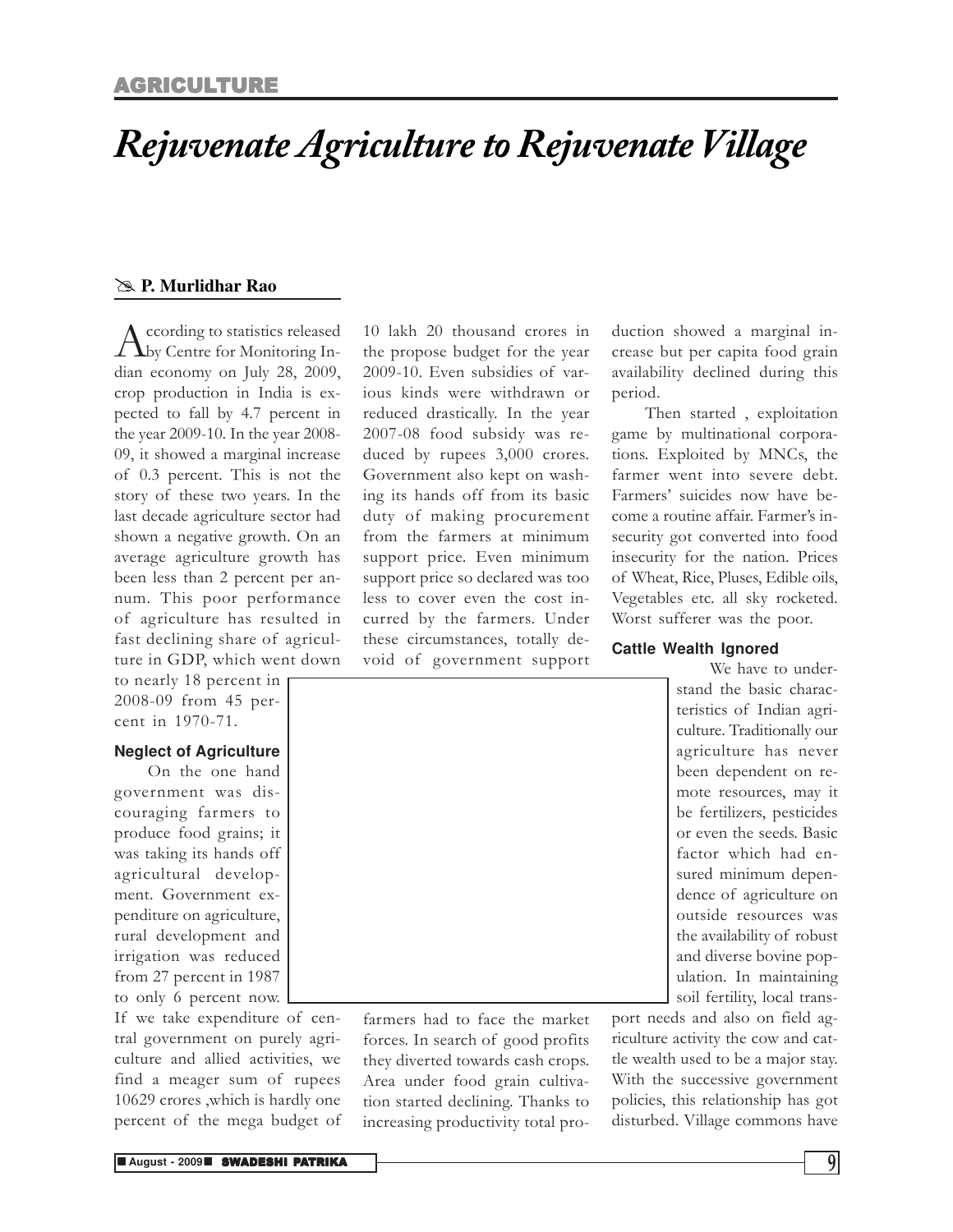# Rejuvenate Agriculture to Rejuvenate Village

**P. Murlidhar Rao**

According to statistics released by Centre for Monitoring Indian economy on July 28, 2009, crop production in India is expected to fall by 4.7 percent in the year 2009-10. In the year 2008-09, it showed a marginal increase of 0.3 percent. This is not the story of these two years. In the last decade agriculture sector had shown a negative growth. On an average agriculture growth has been less than 2 percent per annum. This poor performance of agriculture has resulted in fast declining share of agriculture in GDP, which went down to nearly 18 percent in 2008-09 from 45 percent in 1970-71.

### Neglect of Agriculture

On the one hand government was discouraging farmers to produce food grains; it was taking its hands off agricultural development. Government expenditure on agriculture, rural development and irrigation was reduced from 27 percent in 1987 to only 6 percent now. If we take expenditure of central government on purely agriculture and allied activities, we find a meager sum of rupees 10629 crores ,which is hardly one percent of the mega budget of 10 lakh 20 thousand crores in the propose budget for the year 2009-10. Even subsidies of various kinds were withdrawn or reduced drastically. In the year 2007-08 food subsidy was reduced by rupees 3,000 crores. Government also kept on washing its hands off from its basic duty of making procurement from the farmers at minimum support price. Even minimum support price so declared was too less to cover even the cost incurred by the farmers. Under these circumstances, totally devoid of government support farmers had to face the market forces. In search of good profits they diverted towards cash crops. Area under food grain cultivation started declining. Thanks to increasing productivity total production showed a marginal increase but per capita food grain availability declined during this period.

Then started , exploitation game by multinational corporations. Exploited by MNCs, the farmer went into severe debt. Farmers' suicides now have become a routine affair. Farmer's insecurity got converted into food insecurity for the nation. Prices of Wheat, Rice, Pluses, Edible oils, Vegetables etc. all sky rocketed. Worst sufferer was the poor.

### Cattle Wealth Ignored

We have to understand the basic characteristics of Indian agriculture. Traditionally our agriculture has never been dependent on remote resources, may it be fertilizers, pesticides or even the seeds. Basic factor which had ensured minimum dependence of agriculture on outside resources was the availability of robust and diverse bovine population. In maintaining soil fertility, local transport needs and also on field agriculture activity the cow and cattle wealth used to be a major stay. With the successive government policies, this relationship has got disturbed. Village commons have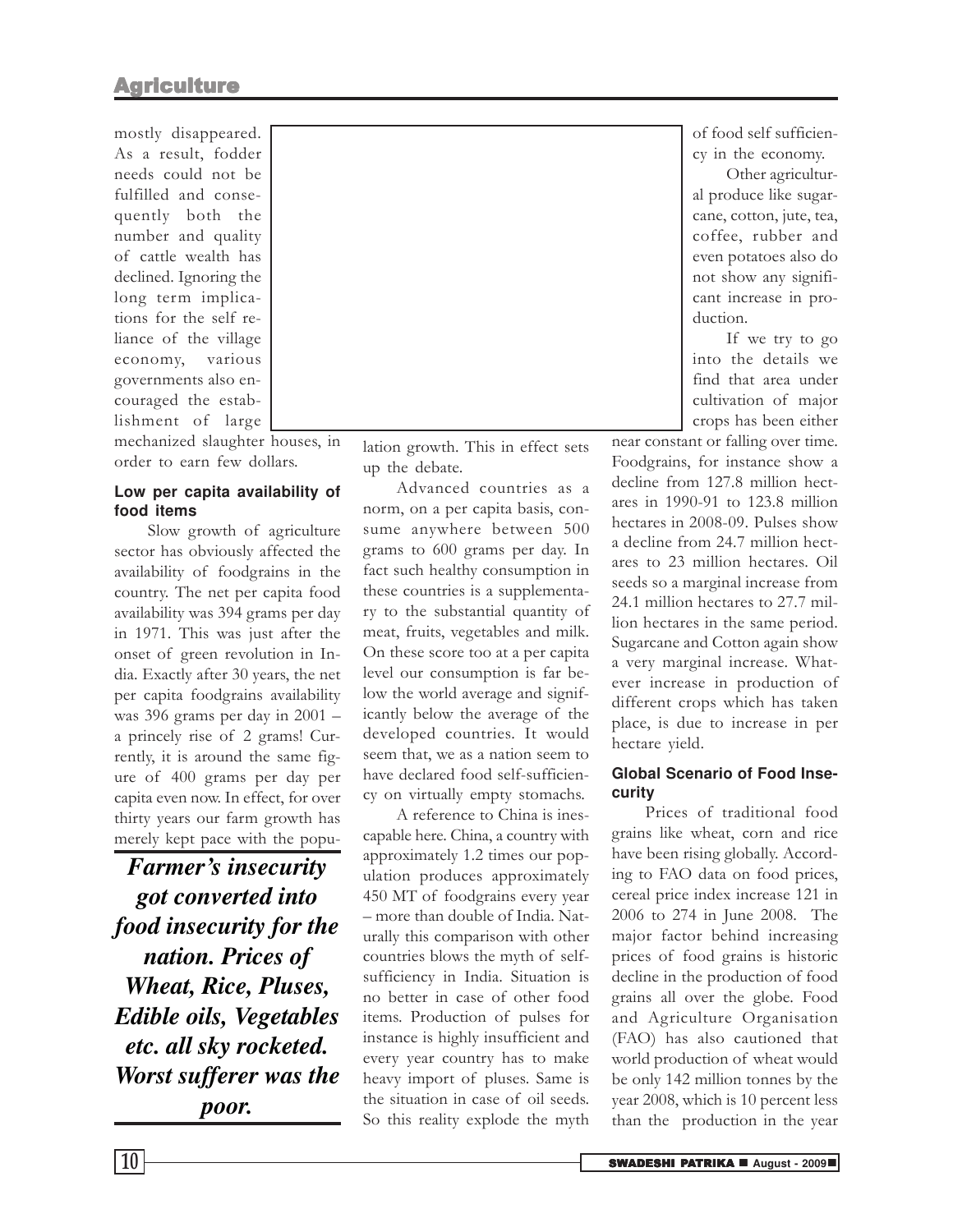mostly disappeared. As a result, fodder needs could not be fulfilled and consequently both the number and quality of cattle wealth has declined. Ignoring the long term implications for the self reliance of the village economy, various governments also encouraged the establishment of large mechanized slaughter houses, in order to earn few dollars.

#### Low per capita availability of food items

Slow growth of agriculture sector has obviously affected the availability of foodgrains in the country. The net per capita food availability was 394 grams per day in 1971. This was just after the onset of green revolution in India. Exactly after 30 years, the net per capita foodgrains availability was 396 grams per day in 2001 – a princely rise of 2 grams! Currently, it is around the same figure of 400 grams per day per capita even now. In effect, for over thirty years our farm growth has merely kept pace with the population growth. This in effect sets up the debate.

***Farmer's insecurity got converted into food insecurity for the nation. Prices of Wheat, Rice, Pluses, Edible oils, Vegetables etc. all sky rocketed. Worst sufferer was the poor.***

Advanced countries as a norm, on a per capita basis, consume anywhere between 500 grams to 600 grams per day. In fact such healthy consumption in these countries is a supplementary to the substantial quantity of meat, fruits, vegetables and milk. On these score too at a per capita level our consumption is far below the world average and significantly below the average of the developed countries. It would seem that, we as a nation seem to have declared food self-sufficiency on virtually empty stomachs.

A reference to China is inescapable here. China, a country with approximately 1.2 times our population produces approximately 450 MT of foodgrains every year – more than double of India. Naturally this comparison with other countries blows the myth of self-sufficiency in India. Situation is no better in case of other food items. Production of pulses for instance is highly insufficient and every year country has to make heavy import of pluses. Same is the situation in case of oil seeds. So this reality explode the myth of food self sufficiency in the economy.

Other agricultural produce like sugarcane, cotton, jute, tea, coffee, rubber and even potatoes also do not show any significant increase in production.

If we try to go into the details we find that area under cultivation of major crops has been either near constant or falling over time. Foodgrains, for instance show a decline from 127.8 million hectares in 1990-91 to 123.8 million hectares in 2008-09. Pulses show a decline from 24.7 million hectares to 23 million hectares. Oil seeds so a marginal increase from 24.1 million hectares to 27.7 million hectares in the same period. Sugarcane and Cotton again show a very marginal increase. Whatever increase in production of different crops which has taken place, is due to increase in per hectare yield.

#### Global Scenario of Food Insecurity

Prices of traditional food grains like wheat, corn and rice have been rising globally. According to FAO data on food prices, cereal price index increase 121 in 2006 to 274 in June 2008. The major factor behind increasing prices of food grains is historic decline in the production of food grains all over the globe. Food and Agriculture Organisation (FAO) has also cautioned that world production of wheat would be only 142 million tonnes by the year 2008, which is 10 percent less than the production in the year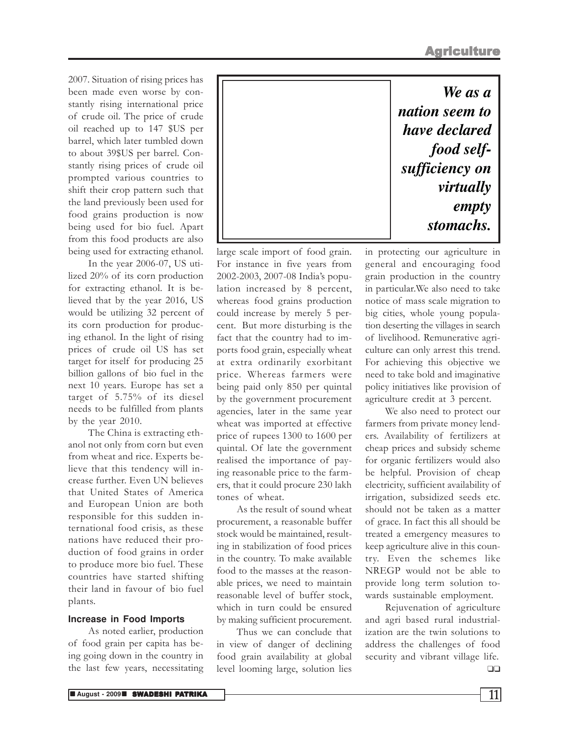2007. Situation of rising prices has been made even worse by constantly rising international price of crude oil. The price of crude oil reached up to 147 $US per barrel, which later tumbled down to about 39$US per barrel. Constantly rising prices of crude oil prompted various countries to shift their crop pattern such that the land previously been used for food grains production is now being used for bio fuel. Apart from this food products are also being used for extracting ethanol.

In the year 2006-07, US utilized 20% of its corn production for extracting ethanol. It is believed that by the year 2016, US would be utilizing 32 percent of its corn production for producing ethanol. In the light of rising prices of crude oil US has set target for itself for producing 25 billion gallons of bio fuel in the next 10 years. Europe has set a target of 5.75% of its diesel needs to be fulfilled from plants by the year 2010.

The China is extracting ethanol not only from corn but even from wheat and rice. Experts believe that this tendency will increase further. Even UN believes that United States of America and European Union are both responsible for this sudden international food crisis, as these nations have reduced their production of food grains in order to produce more bio fuel. These countries have started shifting their land in favour of bio fuel plants.

**We as a nation seem to have declared food self-sufficiency on virtually empty stomachs.**

### Increase in Food Imports

As noted earlier, production of food grain per capita has being going down in the country in the last few years, necessitating large scale import of food grain. For instance in five years from 2002-2003, 2007-08 India's population increased by 8 percent, whereas food grains production could increase by merely 5 percent. But more disturbing is the fact that the country had to imports food grain, especially wheat at extra ordinarily exorbitant price. Whereas farmers were being paid only 850 per quintal by the government procurement agencies, later in the same year wheat was imported at effective price of rupees 1300 to 1600 per quintal. Of late the government realised the importance of paying reasonable price to the farmers, that it could procure 230 lakh tones of wheat.

As the result of sound wheat procurement, a reasonable buffer stock would be maintained, resulting in stabilization of food prices in the country. To make available food to the masses at the reasonable prices, we need to maintain reasonable level of buffer stock, which in turn could be ensured by making sufficient procurement.

Thus we can conclude that in view of danger of declining food grain availability at global level looming large, solution lies in protecting our agriculture in general and encouraging food grain production in the country in particular.We also need to take notice of mass scale migration to big cities, whole young population deserting the villages in search of livelihood. Remunerative agriculture can only arrest this trend. For achieving this objective we need to take bold and imaginative policy initiatives like provision of agriculture credit at 3 percent.

We also need to protect our farmers from private money lenders. Availability of fertilizers at cheap prices and subsidy scheme for organic fertilizers would also be helpful. Provision of cheap electricity, sufficient availability of irrigation, subsidized seeds etc. should not be taken as a matter of grace. In fact this all should be treated a emergency measures to keep agriculture alive in this country. Even the schemes like NREGP would not be able to provide long term solution towards sustainable employment.

Rejuvenation of agriculture and agri based rural industrialization are the twin solutions to address the challenges of food security and vibrant village life.

❑❑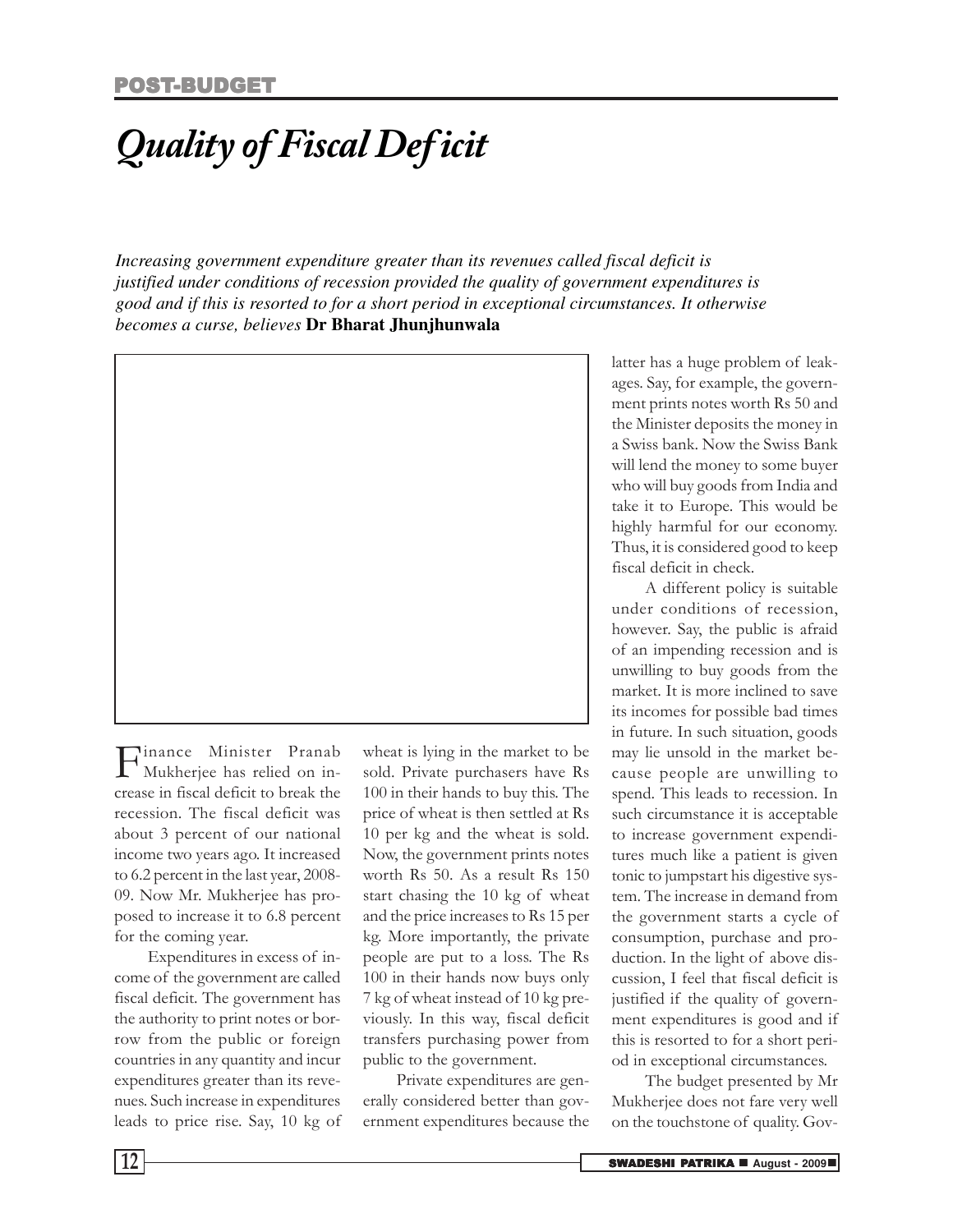POST-BUDGET

# *Quality of Fiscal Deficit*

*Increasing government expenditure greater than its revenues called fiscal deficit is justified under conditions of recession provided the quality of government expenditures is good and if this is resorted to for a short period in exceptional circumstances. It otherwise becomes a curse, believes* **Dr Bharat Jhunjhunwala**

Finance Minister Pranab Mukherjee has relied on increase in fiscal deficit to break the recession. The fiscal deficit was about 3 percent of our national income two years ago. It increased to 6.2 percent in the last year, 2008-09. Now Mr. Mukherjee has proposed to increase it to 6.8 percent for the coming year.

Expenditures in excess of income of the government are called fiscal deficit. The government has the authority to print notes or borrow from the public or foreign countries in any quantity and incur expenditures greater than its revenues. Such increase in expenditures leads to price rise. Say, 10 kg of wheat is lying in the market to be sold. Private purchasers have Rs 100 in their hands to buy this. The price of wheat is then settled at Rs 10 per kg and the wheat is sold. Now, the government prints notes worth Rs 50. As a result Rs 150 start chasing the 10 kg of wheat and the price increases to Rs 15 per kg. More importantly, the private people are put to a loss. The Rs 100 in their hands now buys only 7 kg of wheat instead of 10 kg previously. In this way, fiscal deficit transfers purchasing power from public to the government.

Private expenditures are generally considered better than government expenditures because the latter has a huge problem of leakages. Say, for example, the government prints notes worth Rs 50 and the Minister deposits the money in a Swiss bank. Now the Swiss Bank will lend the money to some buyer who will buy goods from India and take it to Europe. This would be highly harmful for our economy. Thus, it is considered good to keep fiscal deficit in check.

A different policy is suitable under conditions of recession, however. Say, the public is afraid of an impending recession and is unwilling to buy goods from the market. It is more inclined to save its incomes for possible bad times in future. In such situation, goods may lie unsold in the market because people are unwilling to spend. This leads to recession. In such circumstance it is acceptable to increase government expenditures much like a patient is given tonic to jumpstart his digestive system. The increase in demand from the government starts a cycle of consumption, purchase and production. In the light of above discussion, I feel that fiscal deficit is justified if the quality of government expenditures is good and if this is resorted to for a short period in exceptional circumstances.

The budget presented by Mr Mukherjee does not fare very well on the touchstone of quality. Gov-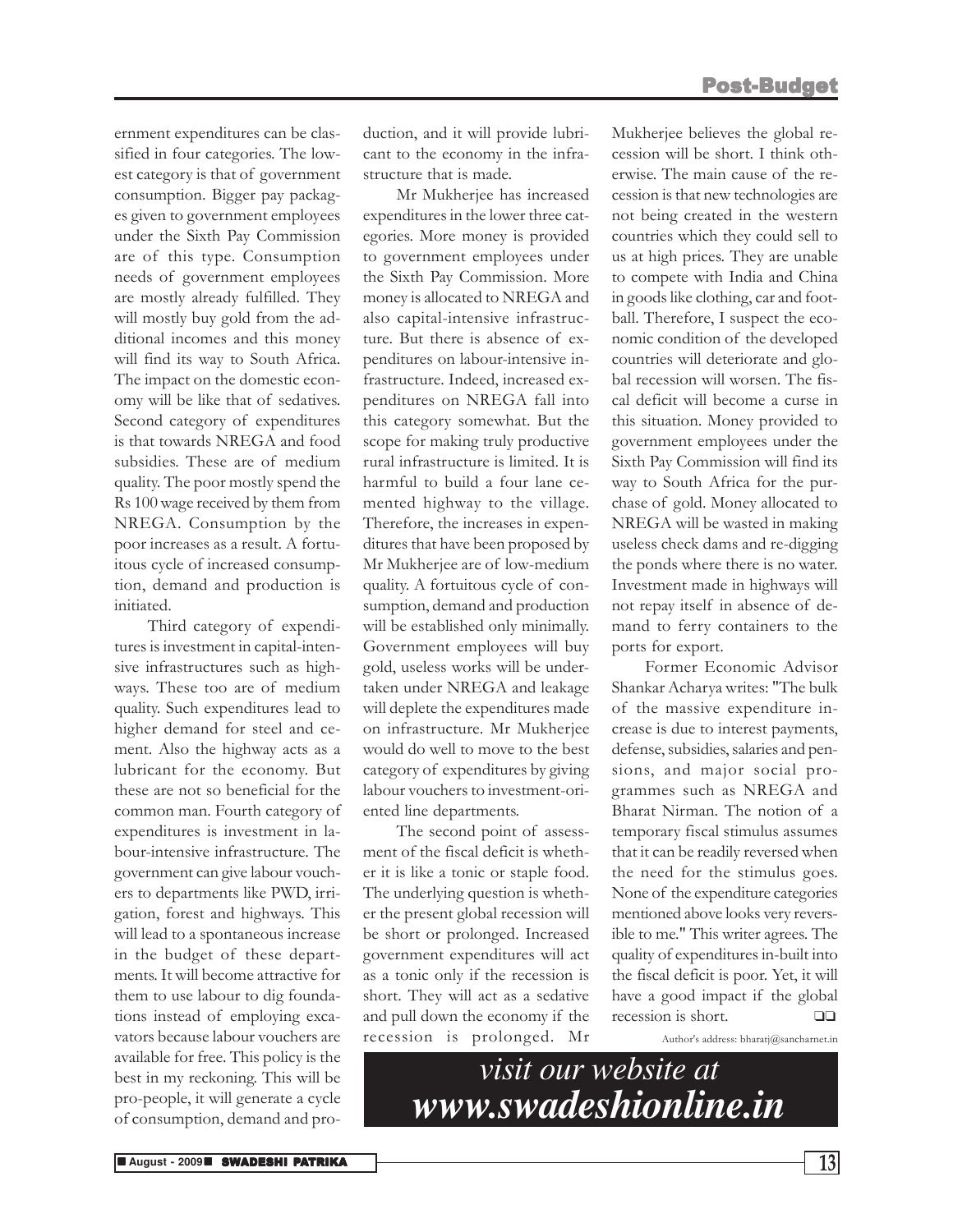ernment expenditures can be classified in four categories. The lowest category is that of government consumption. Bigger pay packages given to government employees under the Sixth Pay Commission are of this type. Consumption needs of government employees are mostly already fulfilled. They will mostly buy gold from the additional incomes and this money will find its way to South Africa. The impact on the domestic economy will be like that of sedatives. Second category of expenditures is that towards NREGA and food subsidies. These are of medium quality. The poor mostly spend the Rs 100 wage received by them from NREGA. Consumption by the poor increases as a result. A fortuitous cycle of increased consumption, demand and production is initiated.

Third category of expenditures is investment in capital-intensive infrastructures such as highways. These too are of medium quality. Such expenditures lead to higher demand for steel and cement. Also the highway acts as a lubricant for the economy. But these are not so beneficial for the common man. Fourth category of expenditures is investment in labour-intensive infrastructure. The government can give labour vouchers to departments like PWD, irrigation, forest and highways. This will lead to a spontaneous increase in the budget of these departments. It will become attractive for them to use labour to dig foundations instead of employing excavators because labour vouchers are available for free. This policy is the best in my reckoning. This will be pro-people, it will generate a cycle of consumption, demand and production, and it will provide lubricant to the economy in the infrastructure that is made.

Mr Mukherjee has increased expenditures in the lower three categories. More money is provided to government employees under the Sixth Pay Commission. More money is allocated to NREGA and also capital-intensive infrastructure. But there is absence of expenditures on labour-intensive infrastructure. Indeed, increased expenditures on NREGA fall into this category somewhat. But the scope for making truly productive rural infrastructure is limited. It is harmful to build a four lane cemented highway to the village. Therefore, the increases in expenditures that have been proposed by Mr Mukherjee are of low-medium quality. A fortuitous cycle of consumption, demand and production will be established only minimally. Government employees will buy gold, useless works will be undertaken under NREGA and leakage will deplete the expenditures made on infrastructure. Mr Mukherjee would do well to move to the best category of expenditures by giving labour vouchers to investment-oriented line departments.

The second point of assessment of the fiscal deficit is whether it is like a tonic or staple food. The underlying question is whether the present global recession will be short or prolonged. Increased government expenditures will act as a tonic only if the recession is short. They will act as a sedative and pull down the economy if the recession is prolonged. Mr Mukherjee believes the global recession will be short. I think otherwise. The main cause of the recession is that new technologies are not being created in the western countries which they could sell to us at high prices. They are unable to compete with India and China in goods like clothing, car and football. Therefore, I suspect the economic condition of the developed countries will deteriorate and global recession will worsen. The fiscal deficit will become a curse in this situation. Money provided to government employees under the Sixth Pay Commission will find its way to South Africa for the purchase of gold. Money allocated to NREGA will be wasted in making useless check dams and re-digging the ponds where there is no water. Investment made in highways will not repay itself in absence of demand to ferry containers to the ports for export.

Former Economic Advisor Shankar Acharya writes: "The bulk of the massive expenditure increase is due to interest payments, defense, subsidies, salaries and pensions, and major social programmes such as NREGA and Bharat Nirman. The notion of a temporary fiscal stimulus assumes that it can be readily reversed when the need for the stimulus goes. None of the expenditure categories mentioned above looks very reversible to me." This writer agrees. The quality of expenditures in-built into the fiscal deficit is poor. Yet, it will have a good impact if the global recession is short. ❑❑

Author's address: bharatj@sancharnet.in

*visit our website at*
***www.swadeshionline.in***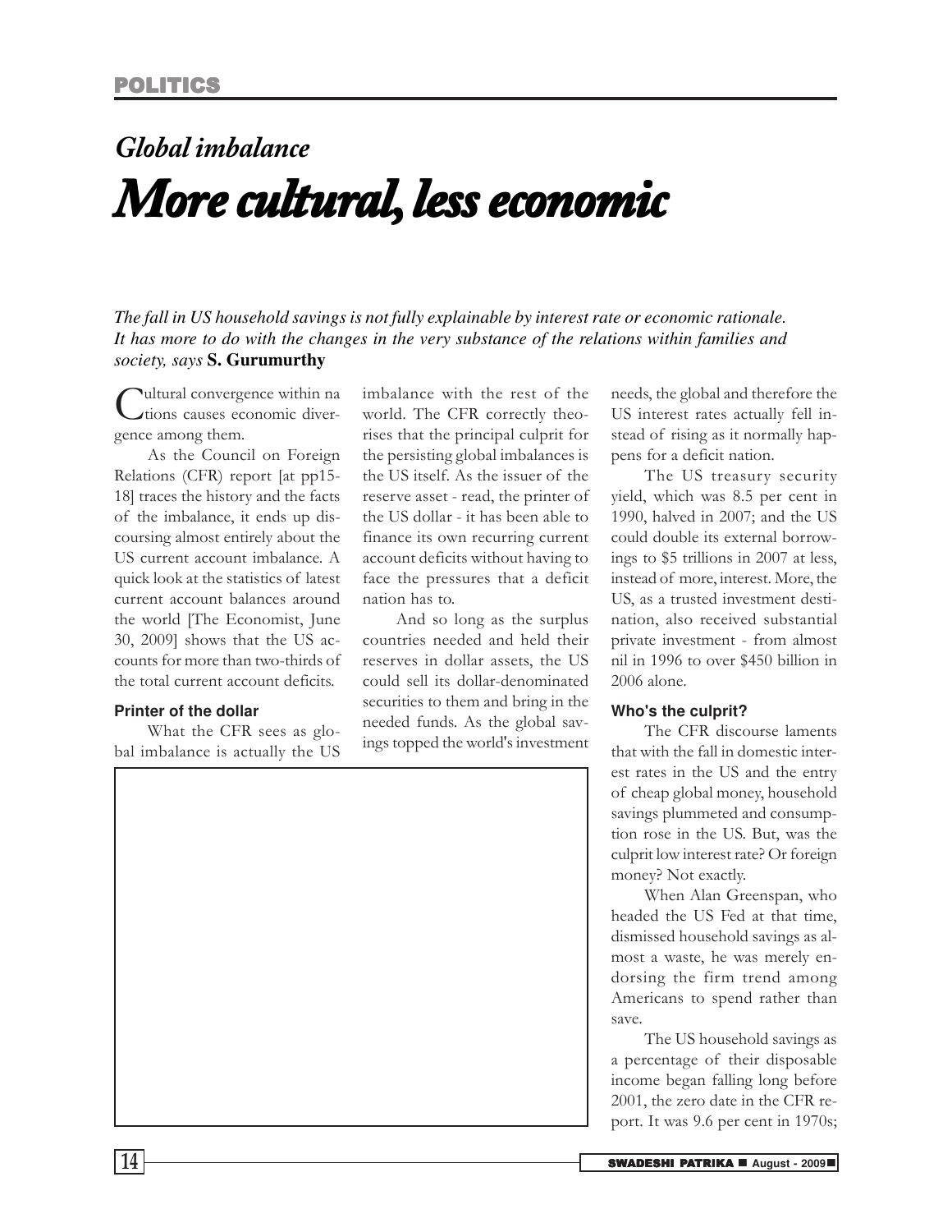POLITICS

## *Global imbalance*

# *More cultural, less economic*

*The fall in US household savings is not fully explainable by interest rate or economic rationale. It has more to do with the changes in the very substance of the relations within families and society, says* **S. Gurumurthy**

Cultural convergence within nations causes economic divergence among them.

As the Council on Foreign Relations (CFR) report [at pp15-18] traces the history and the facts of the imbalance, it ends up discoursing almost entirely about the US current account imbalance. A quick look at the statistics of latest current account balances around the world [The Economist, June 30, 2009] shows that the US accounts for more than two-thirds of the total current account deficits.

### Printer of the dollar

What the CFR sees as global imbalance is actually the US imbalance with the rest of the world. The CFR correctly theorises that the principal culprit for the persisting global imbalances is the US itself. As the issuer of the reserve asset - read, the printer of the US dollar - it has been able to finance its own recurring current account deficits without having to face the pressures that a deficit nation has to.

And so long as the surplus countries needed and held their reserves in dollar assets, the US could sell its dollar-denominated securities to them and bring in the needed funds. As the global savings topped the world's investment needs, the global and therefore the US interest rates actually fell instead of rising as it normally happens for a deficit nation.

The US treasury security yield, which was 8.5 per cent in 1990, halved in 2007; and the US could double its external borrowings to $5 trillions in 2007 at less, instead of more, interest. More, the US, as a trusted investment destination, also received substantial private investment - from almost nil in 1996 to over $450 billion in 2006 alone.

### Who's the culprit?

The CFR discourse laments that with the fall in domestic interest rates in the US and the entry of cheap global money, household savings plummeted and consumption rose in the US. But, was the culprit low interest rate? Or foreign money? Not exactly.

When Alan Greenspan, who headed the US Fed at that time, dismissed household savings as almost a waste, he was merely endorsing the firm trend among Americans to spend rather than save.

The US household savings as a percentage of their disposable income began falling long before 2001, the zero date in the CFR report. It was 9.6 per cent in 1970s;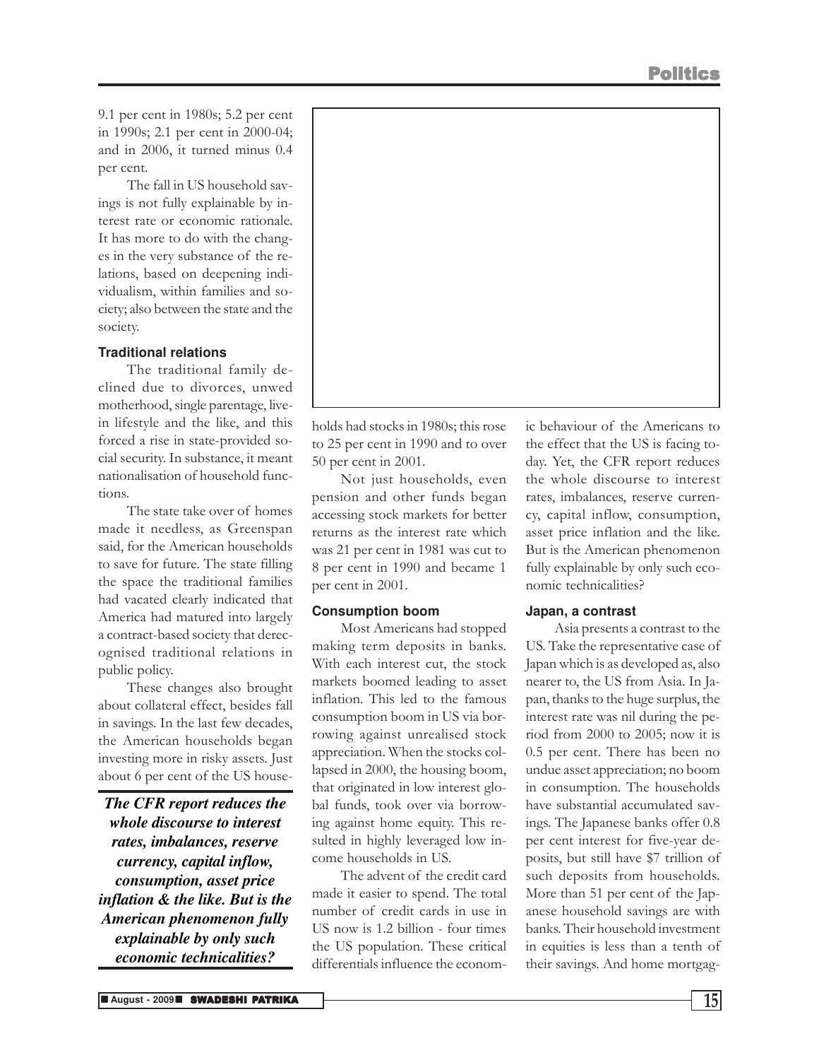9.1 per cent in 1980s; 5.2 per cent in 1990s; 2.1 per cent in 2000-04; and in 2006, it turned minus 0.4 per cent.

The fall in US household savings is not fully explainable by interest rate or economic rationale. It has more to do with the changes in the very substance of the relations, based on deepening individualism, within families and society; also between the state and the society.

### Traditional relations

The traditional family declined due to divorces, unwed motherhood, single parentage, live-in lifestyle and the like, and this forced a rise in state-provided social security. In substance, it meant nationalisation of household functions.

The state take over of homes made it needless, as Greenspan said, for the American households to save for future. The state filling the space the traditional families had vacated clearly indicated that America had matured into largely a contract-based society that derecognised traditional relations in public policy.

These changes also brought about collateral effect, besides fall in savings. In the last few decades, the American households began investing more in risky assets. Just about 6 per cent of the US households had stocks in 1980s; this rose to 25 per cent in 1990 and to over 50 per cent in 2001.

Not just households, even pension and other funds began accessing stock markets for better returns as the interest rate which was 21 per cent in 1981 was cut to 8 per cent in 1990 and became 1 per cent in 2001.

### Consumption boom

Most Americans had stopped making term deposits in banks. With each interest cut, the stock markets boomed leading to asset inflation. This led to the famous consumption boom in US via borrowing against unrealised stock appreciation. When the stocks collapsed in 2000, the housing boom, that originated in low interest global funds, took over via borrowing against home equity. This resulted in highly leveraged low income households in US.

The advent of the credit card made it easier to spend. The total number of credit cards in use in US now is 1.2 billion - four times the US population. These critical differentials influence the economic behaviour of the Americans to the effect that the US is facing today. Yet, the CFR report reduces the whole discourse to interest rates, imbalances, reserve currency, capital inflow, consumption, asset price inflation and the like. But is the American phenomenon fully explainable by only such economic technicalities?

***The CFR report reduces the whole discourse to interest rates, imbalances, reserve currency, capital inflow, consumption, asset price inflation & the like. But is the American phenomenon fully explainable by only such economic technicalities?***

### Japan, a contrast

Asia presents a contrast to the US. Take the representative case of Japan which is as developed as, also nearer to, the US from Asia. In Japan, thanks to the huge surplus, the interest rate was nil during the period from 2000 to 2005; now it is 0.5 per cent. There has been no undue asset appreciation; no boom in consumption. The households have substantial accumulated savings. The Japanese banks offer 0.8 per cent interest for five-year deposits, but still have $7 trillion of such deposits from households. More than 51 per cent of the Japanese household savings are with banks. Their household investment in equities is less than a tenth of their savings. And home mortgag-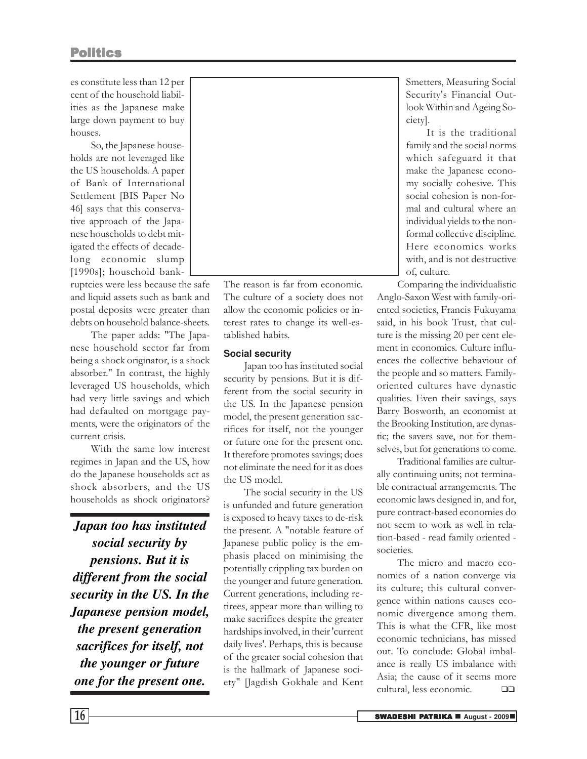es constitute less than 12 per cent of the household liabilities as the Japanese make large down payment to buy houses.

So, the Japanese households are not leveraged like the US households. A paper of Bank of International Settlement [BIS Paper No 46] says that this conservative approach of the Japanese households to debt mitigated the effects of decade-long economic slump [1990s]; household bankruptcies were less because the safe and liquid assets such as bank and postal deposits were greater than debts on household balance-sheets.

The paper adds: "The Japanese household sector far from being a shock originator, is a shock absorber." In contrast, the highly leveraged US households, which had very little savings and which had defaulted on mortgage payments, were the originators of the current crisis.

With the same low interest regimes in Japan and the US, how do the Japanese households act as shock absorbers, and the US households as shock originators? The reason is far from economic. The culture of a society does not allow the economic policies or interest rates to change its well-established habits.

***Japan too has instituted social security by pensions. But it is different from the social security in the US. In the Japanese pension model, the present generation sacrifices for itself, not the younger or future one for the present one.***

### Social security

Japan too has instituted social security by pensions. But it is different from the social security in the US. In the Japanese pension model, the present generation sacrifices for itself, not the younger or future one for the present one. It therefore promotes savings; does not eliminate the need for it as does the US model.

The social security in the US is unfunded and future generation is exposed to heavy taxes to de-risk the present. A "notable feature of Japanese public policy is the emphasis placed on minimising the potentially crippling tax burden on the younger and future generation. Current generations, including retirees, appear more than willing to make sacrifices despite the greater hardships involved, in their 'current daily lives'. Perhaps, this is because of the greater social cohesion that is the hallmark of Japanese society" [Jagdish Gokhale and Kent Smetters, Measuring Social Security's Financial Outlook Within and Ageing Society].

It is the traditional family and the social norms which safeguard it that make the Japanese economy socially cohesive. This social cohesion is non-formal and cultural where an individual yields to the non-formal collective discipline. Here economics works with, and is not destructive of, culture.

Comparing the individualistic Anglo-Saxon West with family-oriented societies, Francis Fukuyama said, in his book Trust, that culture is the missing 20 per cent element in economics. Culture influences the collective behaviour of the people and so matters. Family-oriented cultures have dynastic qualities. Even their savings, says Barry Bosworth, an economist at the Brooking Institution, are dynastic; the savers save, not for themselves, but for generations to come.

Traditional families are culturally continuing units; not terminable contractual arrangements. The economic laws designed in, and for, pure contract-based economies do not seem to work as well in relation-based - read family oriented - societies.

The micro and macro economics of a nation converge via its culture; this cultural convergence within nations causes economic divergence among them. This is what the CFR, like most economic technicians, has missed out. To conclude: Global imbalance is really US imbalance with Asia; the cause of it seems more cultural, less economic. ❑❑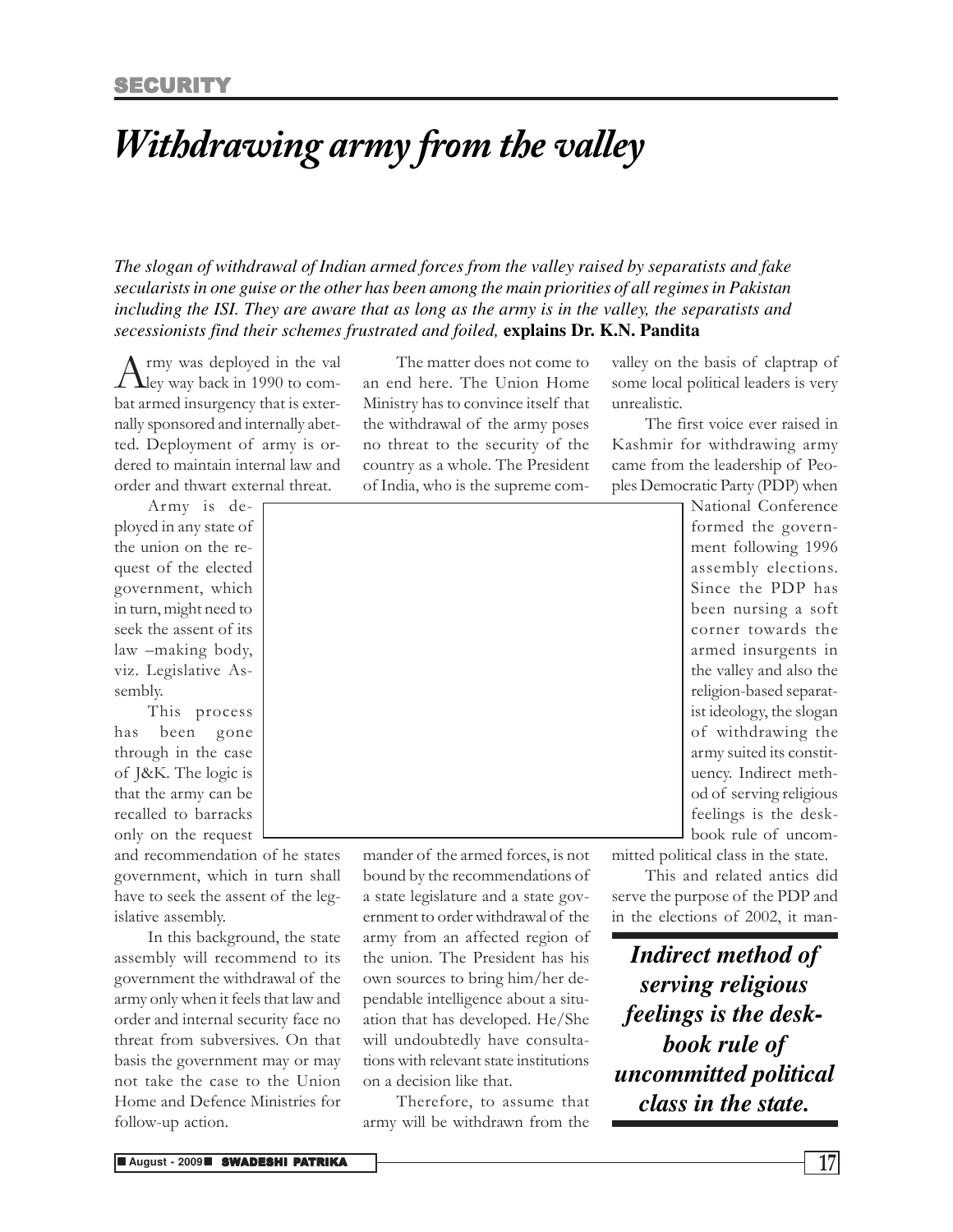**SECURITY**

# *Withdrawing army from the valley*

*The slogan of withdrawal of Indian armed forces from the valley raised by separatists and fake secularists in one guise or the other has been among the main priorities of all regimes in Pakistan including the ISI. They are aware that as long as the army is in the valley, the separatists and secessionists find their schemes frustrated and foiled,* **explains Dr. K.N. Pandita**

Army was deployed in the valley way back in 1990 to combat armed insurgency that is externally sponsored and internally abetted. Deployment of army is ordered to maintain internal law and order and thwart external threat.

Army is deployed in any state of the union on the request of the elected government, which in turn, might need to seek the assent of its law –making body, viz. Legislative Assembly.

This process has been gone through in the case of J&K. The logic is that the army can be recalled to barracks only on the request and recommendation of he states government, which in turn shall have to seek the assent of the legislative assembly.

In this background, the state assembly will recommend to its government the withdrawal of the army only when it feels that law and order and internal security face no threat from subversives. On that basis the government may or may not take the case to the Union Home and Defence Ministries for follow-up action.

The matter does not come to an end here. The Union Home Ministry has to convince itself that the withdrawal of the army poses no threat to the security of the country as a whole. The President of India, who is the supreme commander of the armed forces, is not bound by the recommendations of a state legislature and a state government to order withdrawal of the army from an affected region of the union. The President has his own sources to bring him/her dependable intelligence about a situation that has developed. He/She will undoubtedly have consultations with relevant state institutions on a decision like that.

Therefore, to assume that army will be withdrawn from the valley on the basis of claptrap of some local political leaders is very unrealistic.

The first voice ever raised in Kashmir for withdrawing army came from the leadership of Peoples Democratic Party (PDP) when National Conference formed the government following 1996 assembly elections. Since the PDP has been nursing a soft corner towards the armed insurgents in the valley and also the religion-based separatist ideology, the slogan of withdrawing the army suited its constituency. Indirect method of serving religious feelings is the deskbook rule of uncommitted political class in the state.

This and related antics did serve the purpose of the PDP and in the elections of 2002, it man-

> ***Indirect method of serving religious feelings is the desk-book rule of uncommitted political class in the state.***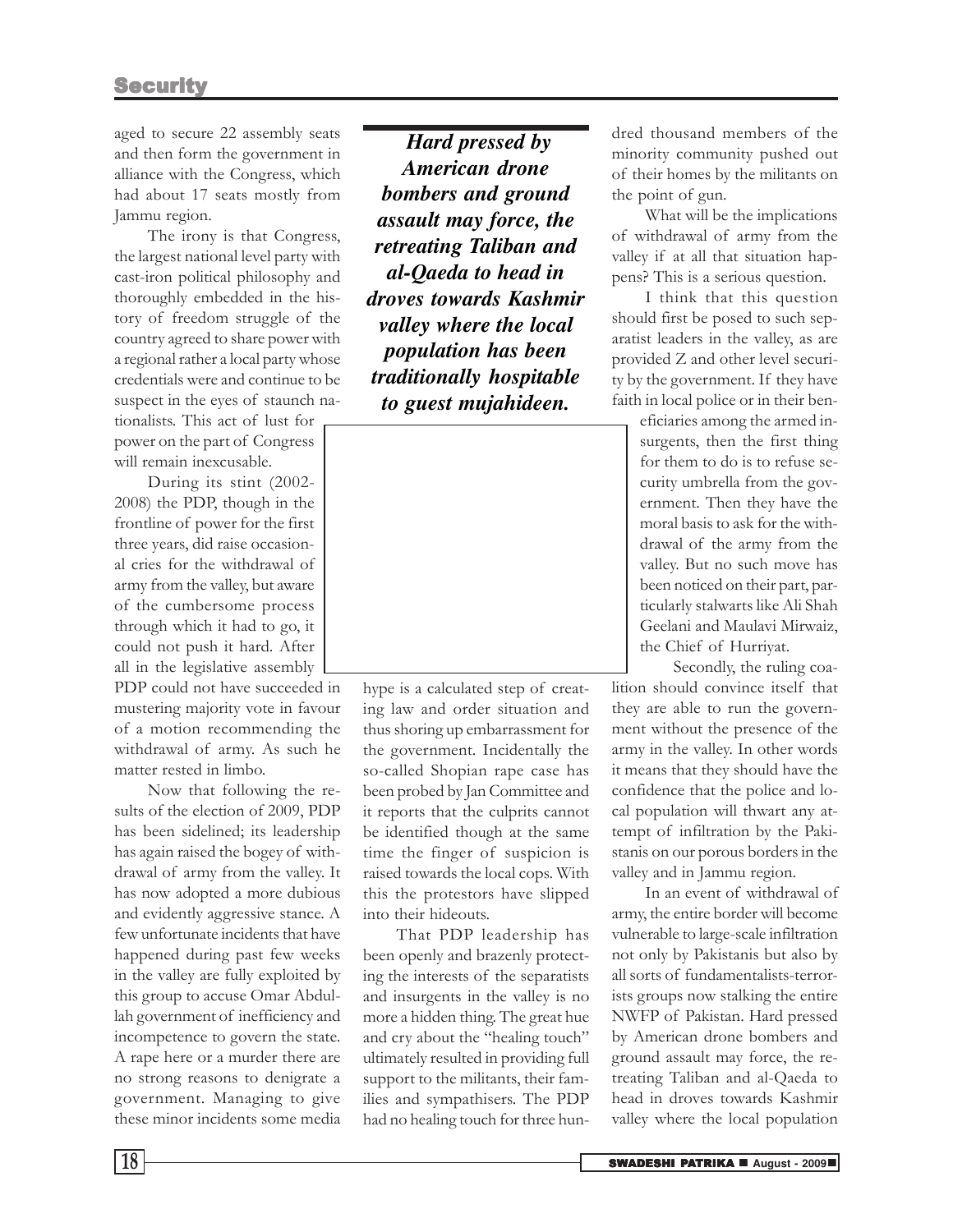aged to secure 22 assembly seats and then form the government in alliance with the Congress, which had about 17 seats mostly from Jammu region.

The irony is that Congress, the largest national level party with cast-iron political philosophy and thoroughly embedded in the history of freedom struggle of the country agreed to share power with a regional rather a local party whose credentials were and continue to be suspect in the eyes of staunch nationalists. This act of lust for power on the part of Congress will remain inexcusable.

During its stint (2002-2008) the PDP, though in the frontline of power for the first three years, did raise occasional cries for the withdrawal of army from the valley, but aware of the cumbersome process through which it had to go, it could not push it hard. After all in the legislative assembly PDP could not have succeeded in mustering majority vote in favour of a motion recommending the withdrawal of army. As such he matter rested in limbo.

Now that following the results of the election of 2009, PDP has been sidelined; its leadership has again raised the bogey of withdrawal of army from the valley. It has now adopted a more dubious and evidently aggressive stance. A few unfortunate incidents that have happened during past few weeks in the valley are fully exploited by this group to accuse Omar Abdullah government of inefficiency and incompetence to govern the state. A rape here or a murder there are no strong reasons to denigrate a government. Managing to give these minor incidents some media hype is a calculated step of creating law and order situation and thus shoring up embarrassment for the government. Incidentally the so-called Shopian rape case has been probed by Jan Committee and it reports that the culprits cannot be identified though at the same time the finger of suspicion is raised towards the local cops. With this the protestors have slipped into their hideouts.

> ***Hard pressed by American drone bombers and ground assault may force, the retreating Taliban and al-Qaeda to head in droves towards Kashmir valley where the local population has been traditionally hospitable to guest mujahideen.***

That PDP leadership has been openly and brazenly protecting the interests of the separatists and insurgents in the valley is no more a hidden thing. The great hue and cry about the "healing touch" ultimately resulted in providing full support to the militants, their families and sympathisers. The PDP had no healing touch for three hundred thousand members of the minority community pushed out of their homes by the militants on the point of gun.

What will be the implications of withdrawal of army from the valley if at all that situation happens? This is a serious question.

I think that this question should first be posed to such separatist leaders in the valley, as are provided Z and other level security by the government. If they have faith in local police or in their beneficiaries among the armed insurgents, then the first thing for them to do is to refuse security umbrella from the government. Then they have the moral basis to ask for the withdrawal of the army from the valley. But no such move has been noticed on their part, particularly stalwarts like Ali Shah Geelani and Maulavi Mirwaiz, the Chief of Hurriyat.

Secondly, the ruling coalition should convince itself that they are able to run the government without the presence of the army in the valley. In other words it means that they should have the confidence that the police and local population will thwart any attempt of infiltration by the Pakistanis on our porous borders in the valley and in Jammu region.

In an event of withdrawal of army, the entire border will become vulnerable to large-scale infiltration not only by Pakistanis but also by all sorts of fundamentalists-terrorists groups now stalking the entire NWFP of Pakistan. Hard pressed by American drone bombers and ground assault may force, the retreating Taliban and al-Qaeda to head in droves towards Kashmir valley where the local population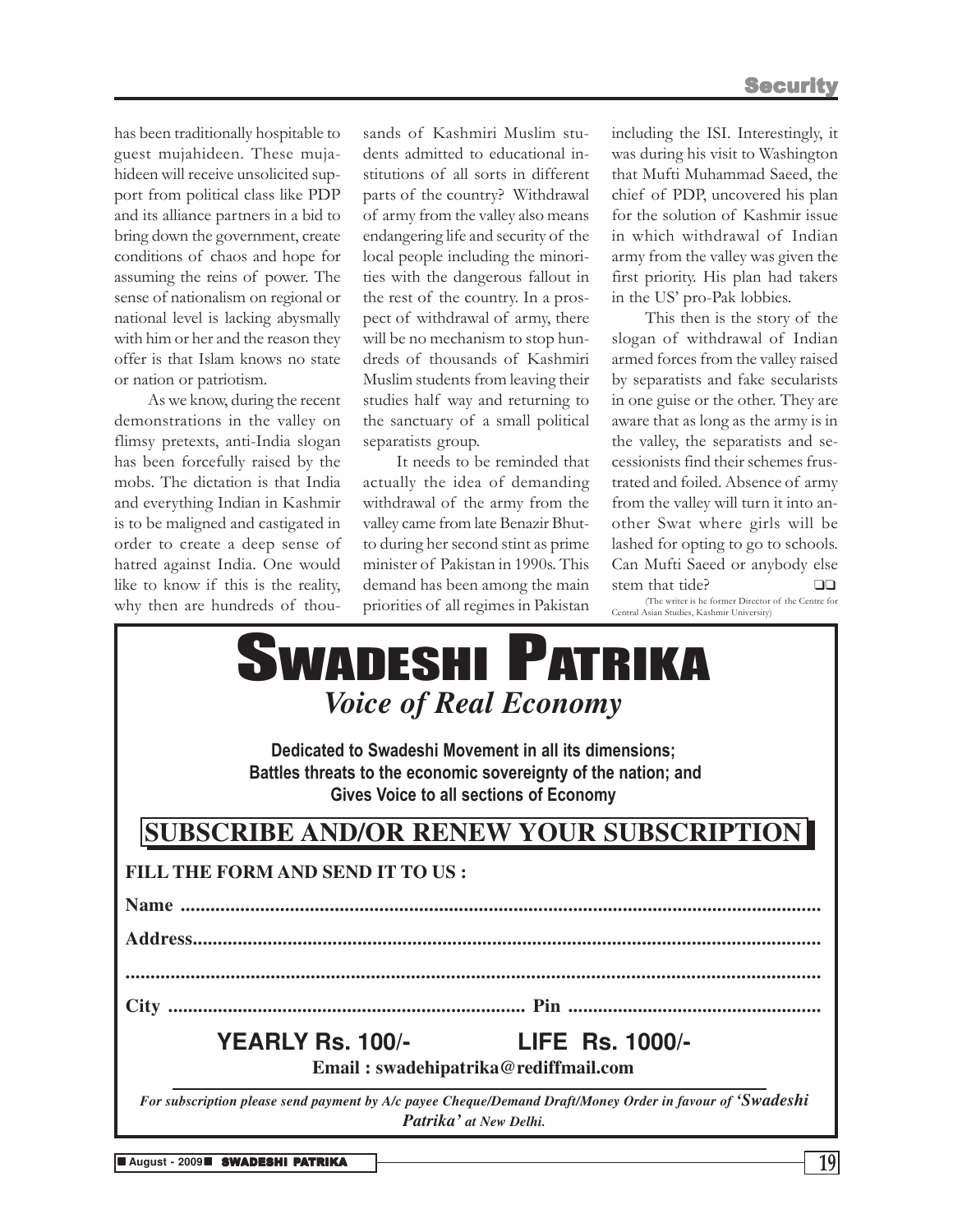has been traditionally hospitable to guest mujahideen. These mujahideen will receive unsolicited support from political class like PDP and its alliance partners in a bid to bring down the government, create conditions of chaos and hope for assuming the reins of power. The sense of nationalism on regional or national level is lacking abysmally with him or her and the reason they offer is that Islam knows no state or nation or patriotism.

As we know, during the recent demonstrations in the valley on flimsy pretexts, anti-India slogan has been forcefully raised by the mobs. The dictation is that India and everything Indian in Kashmir is to be maligned and castigated in order to create a deep sense of hatred against India. One would like to know if this is the reality, why then are hundreds of thousands of Kashmiri Muslim students admitted to educational institutions of all sorts in different parts of the country? Withdrawal of army from the valley also means endangering life and security of the local people including the minorities with the dangerous fallout in the rest of the country. In a prospect of withdrawal of army, there will be no mechanism to stop hundreds of thousands of Kashmiri Muslim students from leaving their studies half way and returning to the sanctuary of a small political separatists group.

It needs to be reminded that actually the idea of demanding withdrawal of the army from the valley came from late Benazir Bhutto during her second stint as prime minister of Pakistan in 1990s. This demand has been among the main priorities of all regimes in Pakistan including the ISI. Interestingly, it was during his visit to Washington that Mufti Muhammad Saeed, the chief of PDP, uncovered his plan for the solution of Kashmir issue in which withdrawal of Indian army from the valley was given the first priority. His plan had takers in the US' pro-Pak lobbies.

This then is the story of the slogan of withdrawal of Indian armed forces from the valley raised by separatists and fake secularists in one guise or the other. They are aware that as long as the army is in the valley, the separatists and secessionists find their schemes frustrated and foiled. Absence of army from the valley will turn it into another Swat where girls will be lashed for opting to go to schools. Can Mufti Saeed or anybody else stem that tide? ❑❑

(The writer is he former Director of the Centre for Central Asian Studies, Kashmir University)

---

# SWADESHI PATRIKA

*Voice of Real Economy*

**Dedicated to Swadeshi Movement in all its dimensions; Battles threats to the economic sovereignty of the nation; and Gives Voice to all sections of Economy**

## SUBSCRIBE AND/OR RENEW YOUR SUBSCRIPTION

**FILL THE FORM AND SEND IT TO US :**

**Name** ..............................................................................................................

**Address**..............................................................................................................

..............................................................................................................

**City** ....................................................................... **Pin** ..................................................

**YEARLY Rs. 100/-** **LIFE Rs. 1000/-**

**Email : swadehipatrika@rediffmail.com**

*For subscription please send payment by A/c payee Cheque/Demand Draft/Money Order in favour of **'Swadeshi Patrika'** at New Delhi.*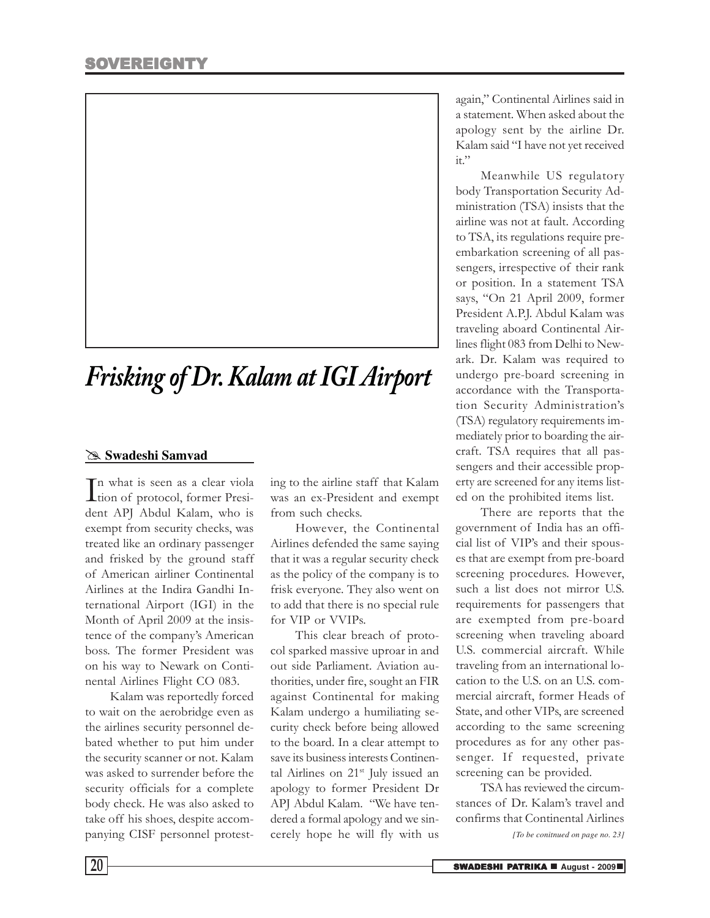# Frisking of Dr. Kalam at IGI Airport

**Swadeshi Samvad**

In what is seen as a clear violation of protocol, former President APJ Abdul Kalam, who is exempt from security checks, was treated like an ordinary passenger and frisked by the ground staff of American airliner Continental Airlines at the Indira Gandhi International Airport (IGI) in the Month of April 2009 at the insistence of the company's American boss. The former President was on his way to Newark on Continental Airlines Flight CO 083.

Kalam was reportedly forced to wait on the aerobridge even as the airlines security personnel debated whether to put him under the security scanner or not. Kalam was asked to surrender before the security officials for a complete body check. He was also asked to take off his shoes, despite accompanying CISF personnel protesting to the airline staff that Kalam was an ex-President and exempt from such checks.

However, the Continental Airlines defended the same saying that it was a regular security check as the policy of the company is to frisk everyone. They also went on to add that there is no special rule for VIP or VVIPs.

This clear breach of protocol sparked massive uproar in and out side Parliament. Aviation authorities, under fire, sought an FIR against Continental for making Kalam undergo a humiliating security check before being allowed to the board. In a clear attempt to save its business interests Continental Airlines on 21st July issued an apology to former President Dr APJ Abdul Kalam. "We have tendered a formal apology and we sincerely hope he will fly with us again," Continental Airlines said in a statement. When asked about the apology sent by the airline Dr. Kalam said "I have not yet received it."

Meanwhile US regulatory body Transportation Security Administration (TSA) insists that the airline was not at fault. According to TSA, its regulations require pre-embarkation screening of all passengers, irrespective of their rank or position. In a statement TSA says, "On 21 April 2009, former President A.P.J. Abdul Kalam was traveling aboard Continental Airlines flight 083 from Delhi to Newark. Dr. Kalam was required to undergo pre-board screening in accordance with the Transportation Security Administration's (TSA) regulatory requirements immediately prior to boarding the aircraft. TSA requires that all passengers and their accessible property are screened for any items listed on the prohibited items list.

There are reports that the government of India has an official list of VIP's and their spouses that are exempt from pre-board screening procedures. However, such a list does not mirror U.S. requirements for passengers that are exempted from pre-board screening when traveling aboard U.S. commercial aircraft. While traveling from an international location to the U.S. on an U.S. commercial aircraft, former Heads of State, and other VIPs, are screened according to the same screening procedures as for any other passenger. If requested, private screening can be provided.

TSA has reviewed the circumstances of Dr. Kalam's travel and confirms that Continental Airlines

*[To be conitnued on page no. 23]*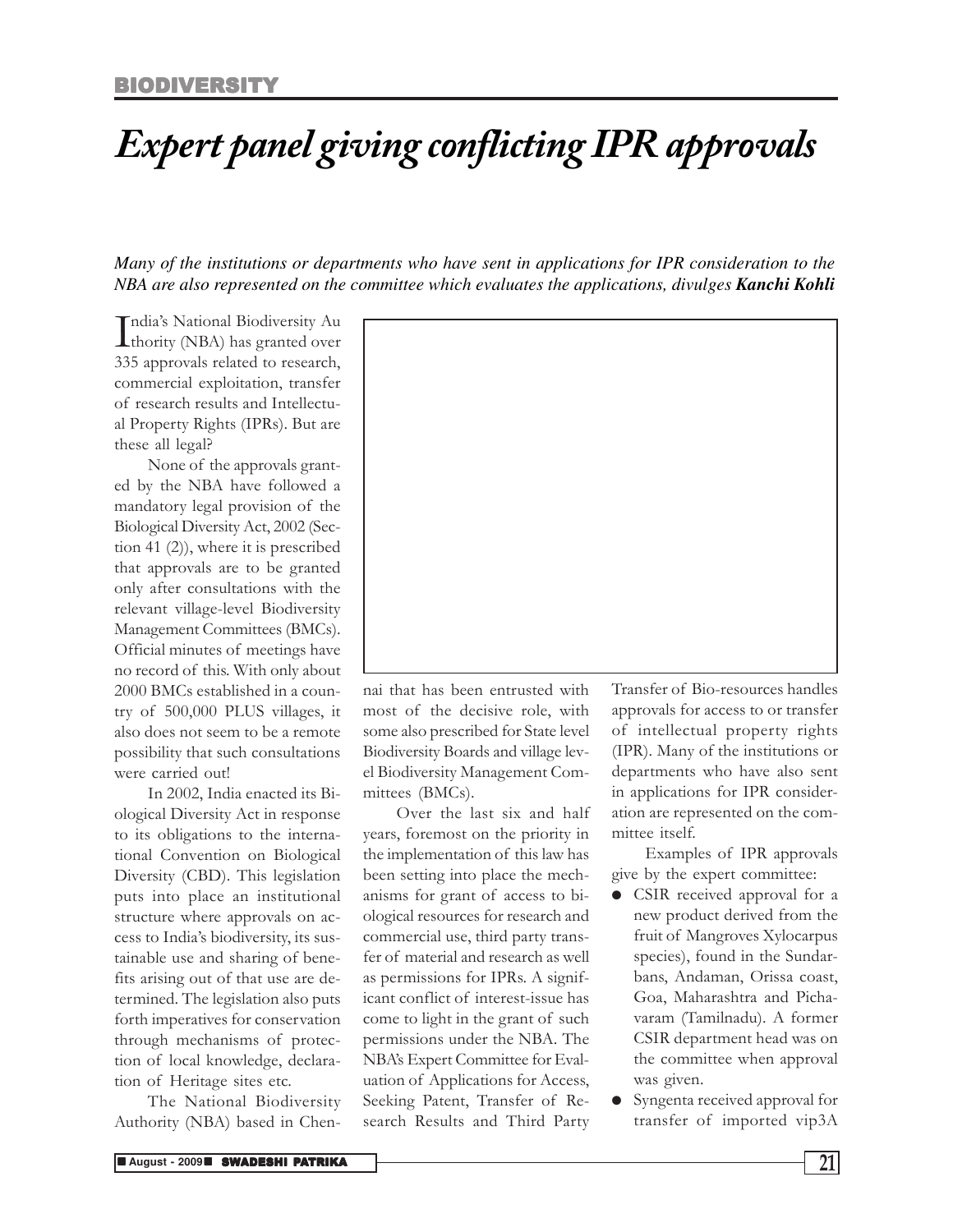BIODIVERSITY

# Expert panel giving conflicting IPR approvals

*Many of the institutions or departments who have sent in applications for IPR consideration to the NBA are also represented on the committee which evaluates the applications, divulges **Kanchi Kohli***

India's National Biodiversity Authority (NBA) has granted over 335 approvals related to research, commercial exploitation, transfer of research results and Intellectual Property Rights (IPRs). But are these all legal?

None of the approvals granted by the NBA have followed a mandatory legal provision of the Biological Diversity Act, 2002 (Section 41 (2)), where it is prescribed that approvals are to be granted only after consultations with the relevant village-level Biodiversity Management Committees (BMCs). Official minutes of meetings have no record of this. With only about 2000 BMCs established in a country of 500,000 PLUS villages, it also does not seem to be a remote possibility that such consultations were carried out!

In 2002, India enacted its Biological Diversity Act in response to its obligations to the international Convention on Biological Diversity (CBD). This legislation puts into place an institutional structure where approvals on access to India's biodiversity, its sustainable use and sharing of benefits arising out of that use are determined. The legislation also puts forth imperatives for conservation through mechanisms of protection of local knowledge, declaration of Heritage sites etc.

The National Biodiversity Authority (NBA) based in Chennai that has been entrusted with most of the decisive role, with some also prescribed for State level Biodiversity Boards and village level Biodiversity Management Committees (BMCs).

Over the last six and half years, foremost on the priority in the implementation of this law has been setting into place the mechanisms for grant of access to biological resources for research and commercial use, third party transfer of material and research as well as permissions for IPRs. A significant conflict of interest-issue has come to light in the grant of such permissions under the NBA. The NBA's Expert Committee for Evaluation of Applications for Access, Seeking Patent, Transfer of Research Results and Third Party Transfer of Bio-resources handles approvals for access to or transfer of intellectual property rights (IPR). Many of the institutions or departments who have also sent in applications for IPR consideration are represented on the committee itself.

Examples of IPR approvals give by the expert committee:

- CSIR received approval for a new product derived from the fruit of Mangroves Xylocarpus species), found in the Sundarbans, Andaman, Orissa coast, Goa, Maharashtra and Pichavaram (Tamilnadu). A former CSIR department head was on the committee when approval was given.
- Syngenta received approval for transfer of imported vip3A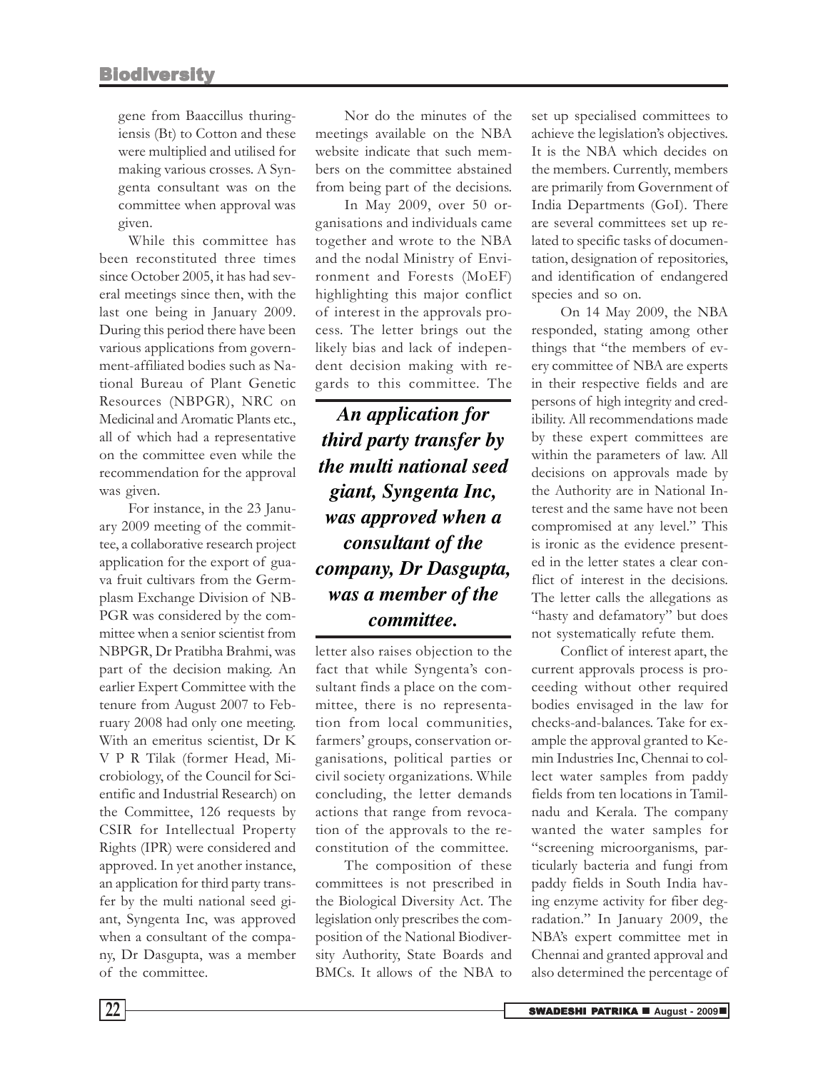gene from Baaccillus thuringiensis (Bt) to Cotton and these were multiplied and utilised for making various crosses. A Syngenta consultant was on the committee when approval was given.

While this committee has been reconstituted three times since October 2005, it has had several meetings since then, with the last one being in January 2009. During this period there have been various applications from government-affiliated bodies such as National Bureau of Plant Genetic Resources (NBPGR), NRC on Medicinal and Aromatic Plants etc., all of which had a representative on the committee even while the recommendation for the approval was given.

For instance, in the 23 January 2009 meeting of the committee, a collaborative research project application for the export of guava fruit cultivars from the Germplasm Exchange Division of NBPGR was considered by the committee when a senior scientist from NBPGR, Dr Pratibha Brahmi, was part of the decision making. An earlier Expert Committee with the tenure from August 2007 to February 2008 had only one meeting. With an emeritus scientist, Dr K V P R Tilak (former Head, Microbiology, of the Council for Scientific and Industrial Research) on the Committee, 126 requests by CSIR for Intellectual Property Rights (IPR) were considered and approved. In yet another instance, an application for third party transfer by the multi national seed giant, Syngenta Inc, was approved when a consultant of the company, Dr Dasgupta, was a member of the committee.

Nor do the minutes of the meetings available on the NBA website indicate that such members on the committee abstained from being part of the decisions.

In May 2009, over 50 organisations and individuals came together and wrote to the NBA and the nodal Ministry of Environment and Forests (MoEF) highlighting this major conflict of interest in the approvals process. The letter brings out the likely bias and lack of independent decision making with regards to this committee. The letter also raises objection to the fact that while Syngenta's consultant finds a place on the committee, there is no representation from local communities, farmers' groups, conservation organisations, political parties or civil society organizations. While concluding, the letter demands actions that range from revocation of the approvals to the reconstitution of the committee.

> ***An application for third party transfer by the multi national seed giant, Syngenta Inc, was approved when a consultant of the company, Dr Dasgupta, was a member of the committee.***

The composition of these committees is not prescribed in the Biological Diversity Act. The legislation only prescribes the composition of the National Biodiversity Authority, State Boards and BMCs. It allows of the NBA to set up specialised committees to achieve the legislation's objectives. It is the NBA which decides on the members. Currently, members are primarily from Government of India Departments (GoI). There are several committees set up related to specific tasks of documentation, designation of repositories, and identification of endangered species and so on.

On 14 May 2009, the NBA responded, stating among other things that "the members of every committee of NBA are experts in their respective fields and are persons of high integrity and credibility. All recommendations made by these expert committees are within the parameters of law. All decisions on approvals made by the Authority are in National Interest and the same have not been compromised at any level." This is ironic as the evidence presented in the letter states a clear conflict of interest in the decisions. The letter calls the allegations as "hasty and defamatory" but does not systematically refute them.

Conflict of interest apart, the current approvals process is proceeding without other required bodies envisaged in the law for checks-and-balances. Take for example the approval granted to Kemin Industries Inc, Chennai to collect water samples from paddy fields from ten locations in Tamilnadu and Kerala. The company wanted the water samples for "screening microorganisms, particularly bacteria and fungi from paddy fields in South India having enzyme activity for fiber degradation." In January 2009, the NBA's expert committee met in Chennai and granted approval and also determined the percentage of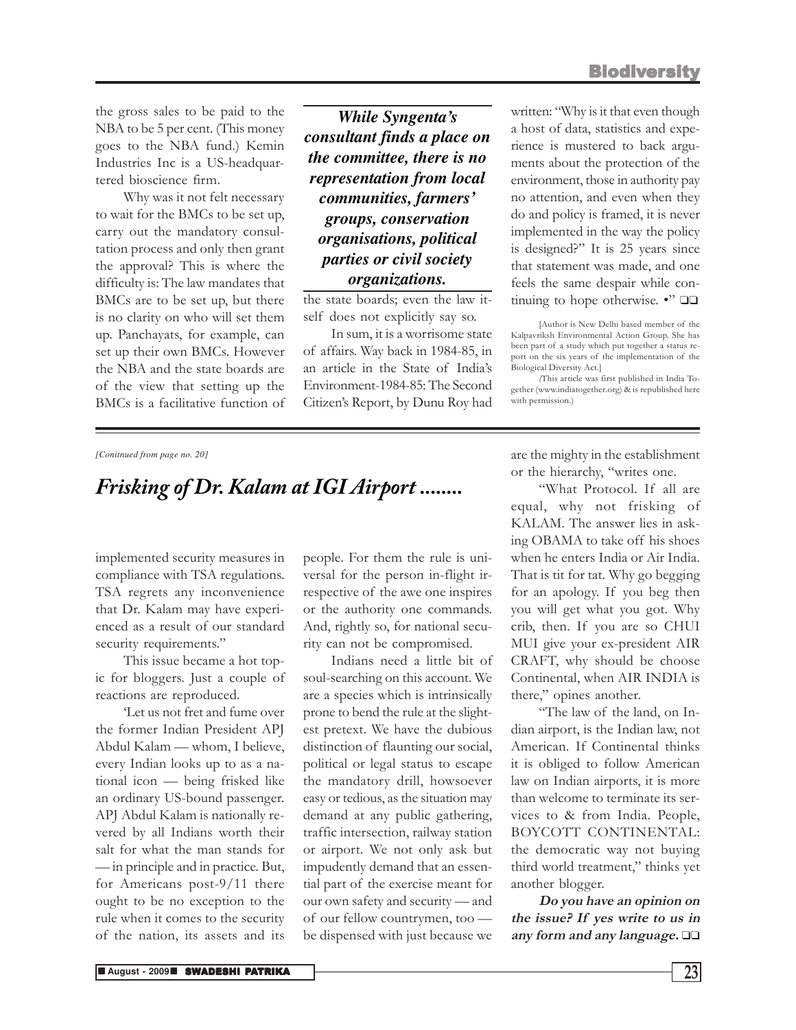the gross sales to be paid to the NBA to be 5 per cent. (This money goes to the NBA fund.) Kemin Industries Inc is a US-headquartered bioscience firm.

Why was it not felt necessary to wait for the BMCs to be set up, carry out the mandatory consultation process and only then grant the approval? This is where the difficulty is: The law mandates that BMCs are to be set up, but there is no clarity on who will set them up. Panchayats, for example, can set up their own BMCs. However the NBA and the state boards are of the view that setting up the BMCs is a facilitative function of the state boards; even the law itself does not explicitly say so.

> ***While Syngenta's consultant finds a place on the committee, there is no representation from local communities, farmers' groups, conservation organisations, political parties or civil society organizations.***

In sum, it is a worrisome state of affairs. Way back in 1984-85, in an article in the State of India's Environment-1984-85: The Second Citizen's Report, by Dunu Roy had written: "Why is it that even though a host of data, statistics and experience is mustered to back arguments about the protection of the environment, those in authority pay no attention, and even when they do and policy is framed, it is never implemented in the way the policy is designed?" It is 25 years since that statement was made, and one feels the same despair while continuing to hope otherwise. •" ❑❑

[Author is New Delhi based member of the Kalpavriksh Environmental Action Group. She has been part of a study which put together a status report on the six years of the implementation of the Biological Diversity Act.]

(This article was first published in India Together (www.indiatogether.org) & is republished here with permission.)

---

*[Conitnued from page no. 20]*

# *Frisking of Dr. Kalam at IGI Airport ........*

implemented security measures in compliance with TSA regulations. TSA regrets any inconvenience that Dr. Kalam may have experienced as a result of our standard security requirements."

This issue became a hot topic for bloggers. Just a couple of reactions are reproduced.

'Let us not fret and fume over the former Indian President APJ Abdul Kalam — whom, I believe, every Indian looks up to as a national icon — being frisked like an ordinary US-bound passenger. APJ Abdul Kalam is nationally revered by all Indians worth their salt for what the man stands for — in principle and in practice. But, for Americans post-9/11 there ought to be no exception to the rule when it comes to the security of the nation, its assets and its people. For them the rule is universal for the person in-flight irrespective of the awe one inspires or the authority one commands. And, rightly so, for national security can not be compromised.

Indians need a little bit of soul-searching on this account. We are a species which is intrinsically prone to bend the rule at the slightest pretext. We have the dubious distinction of flaunting our social, political or legal status to escape the mandatory drill, howsoever easy or tedious, as the situation may demand at any public gathering, traffic intersection, railway station or airport. We not only ask but impudently demand that an essential part of the exercise meant for our own safety and security — and of our fellow countrymen, too — be dispensed with just because we are the mighty in the establishment or the hierarchy, "writes one.

"What Protocol. If all are equal, why not frisking of KALAM. The answer lies in asking OBAMA to take off his shoes when he enters India or Air India. That is tit for tat. Why go begging for an apology. If you beg then you will get what you got. Why crib, then. If you are so CHUI MUI give your ex-president AIR CRAFT, why should be choose Continental, when AIR INDIA is there," opines another.

"The law of the land, on Indian airport, is the Indian law, not American. If Continental thinks it is obliged to follow American law on Indian airports, it is more than welcome to terminate its services to & from India. People, BOYCOTT CONTINENTAL: the democratic way not buying third world treatment," thinks yet another blogger.

***Do you have an opinion on the issue? If yes write to us in any form and any language.*** ❑❑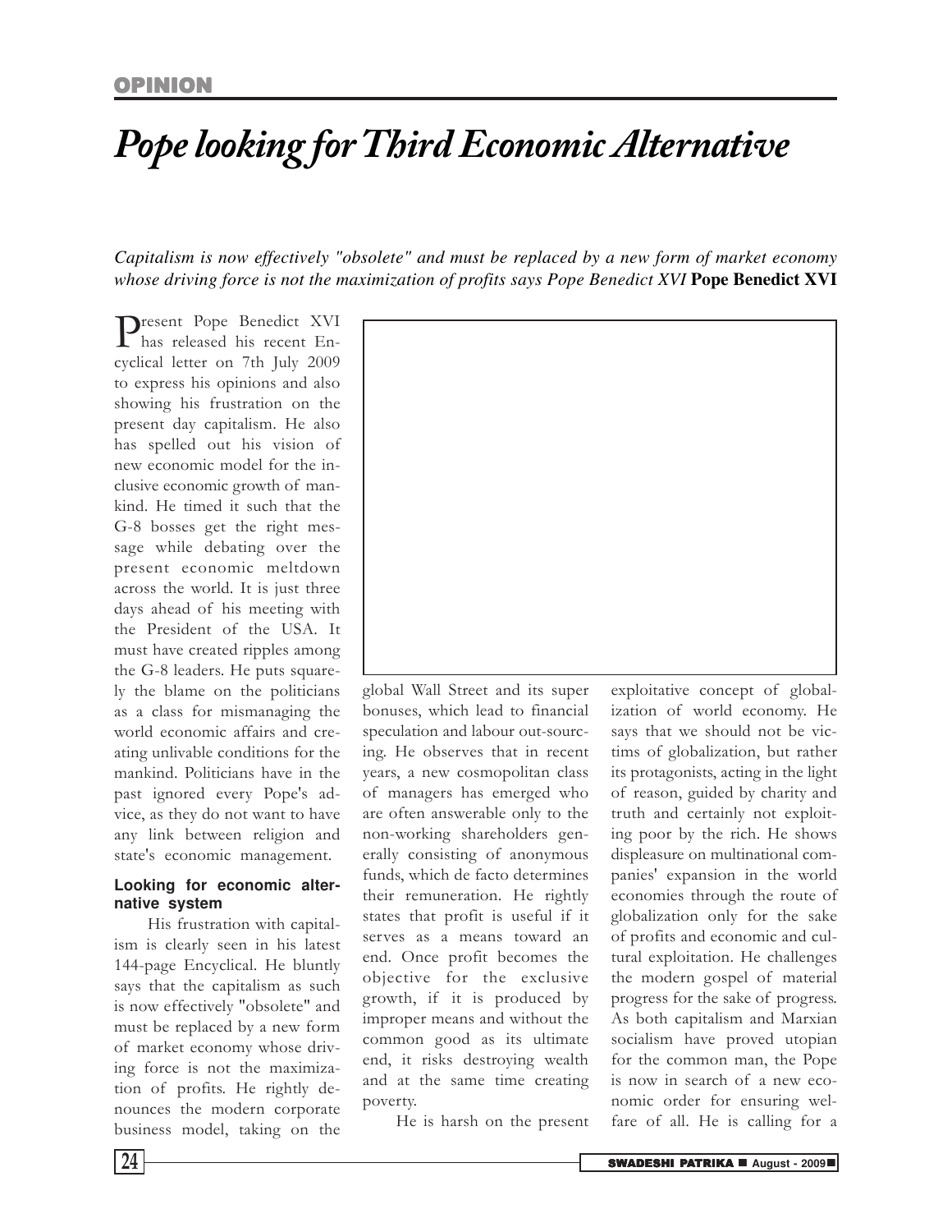OPINION

# Pope looking for Third Economic Alternative

*Capitalism is now effectively "obsolete" and must be replaced by a new form of market economy whose driving force is not the maximization of profits says Pope Benedict XVI* **Pope Benedict XVI**

Present Pope Benedict XVI has released his recent Encyclical letter on 7th July 2009 to express his opinions and also showing his frustration on the present day capitalism. He also has spelled out his vision of new economic model for the inclusive economic growth of mankind. He timed it such that the G-8 bosses get the right message while debating over the present economic meltdown across the world. It is just three days ahead of his meeting with the President of the USA. It must have created ripples among the G-8 leaders. He puts squarely the blame on the politicians as a class for mismanaging the world economic affairs and creating unlivable conditions for the mankind. Politicians have in the past ignored every Pope's advice, as they do not want to have any link between religion and state's economic management.

### Looking for economic alternative system

His frustration with capitalism is clearly seen in his latest 144-page Encyclical. He bluntly says that the capitalism as such is now effectively "obsolete" and must be replaced by a new form of market economy whose driving force is not the maximization of profits. He rightly denounces the modern corporate business model, taking on the global Wall Street and its super bonuses, which lead to financial speculation and labour out-sourcing. He observes that in recent years, a new cosmopolitan class of managers has emerged who are often answerable only to the non-working shareholders generally consisting of anonymous funds, which de facto determines their remuneration. He rightly states that profit is useful if it serves as a means toward an end. Once profit becomes the objective for the exclusive growth, if it is produced by improper means and without the common good as its ultimate end, it risks destroying wealth and at the same time creating poverty.

He is harsh on the present exploitative concept of globalization of world economy. He says that we should not be victims of globalization, but rather its protagonists, acting in the light of reason, guided by charity and truth and certainly not exploiting poor by the rich. He shows displeasure on multinational companies' expansion in the world economies through the route of globalization only for the sake of profits and economic and cultural exploitation. He challenges the modern gospel of material progress for the sake of progress. As both capitalism and Marxian socialism have proved utopian for the common man, the Pope is now in search of a new economic order for ensuring welfare of all. He is calling for a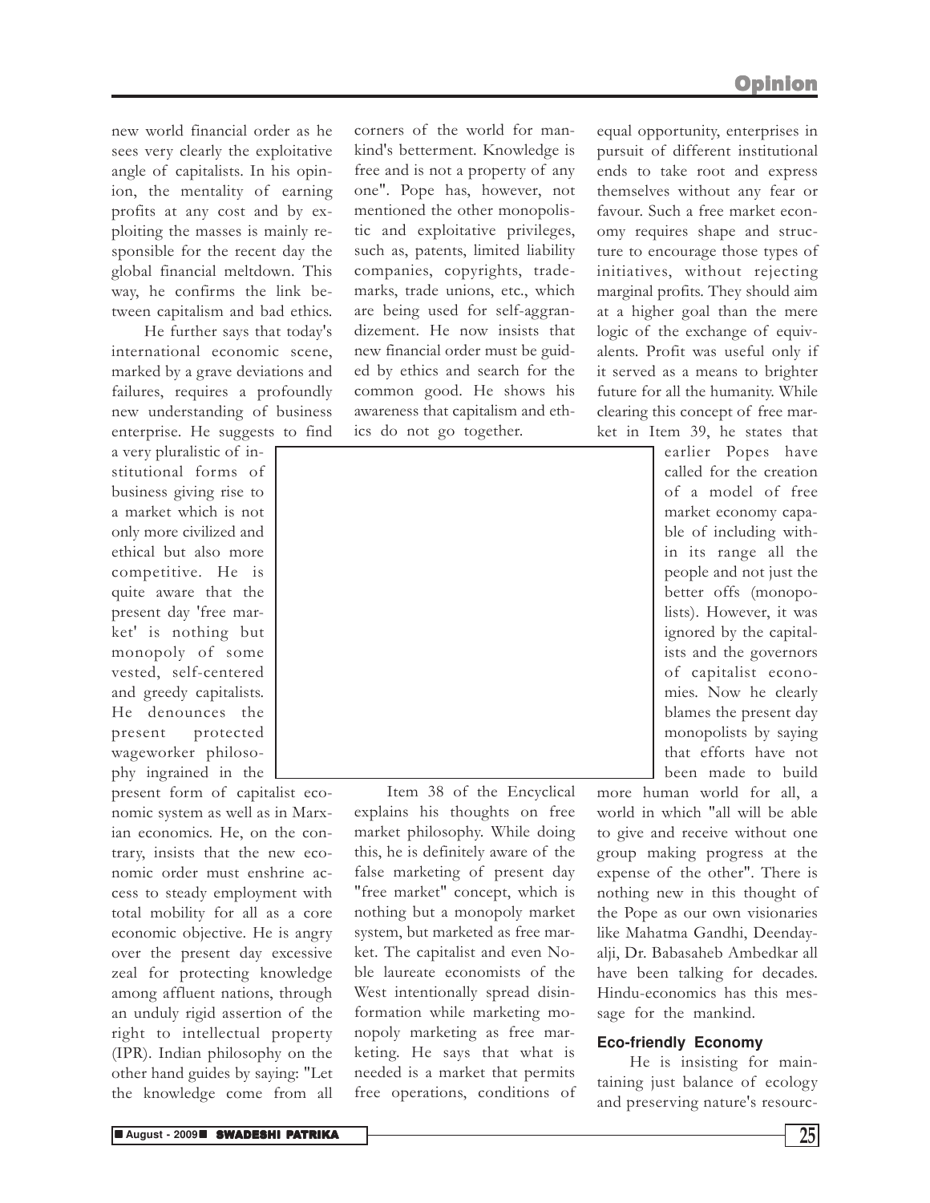new world financial order as he sees very clearly the exploitative angle of capitalists. In his opinion, the mentality of earning profits at any cost and by exploiting the masses is mainly responsible for the recent day the global financial meltdown. This way, he confirms the link between capitalism and bad ethics.

He further says that today's international economic scene, marked by a grave deviations and failures, requires a profoundly new understanding of business enterprise. He suggests to find a very pluralistic of institutional forms of business giving rise to a market which is not only more civilized and ethical but also more competitive. He is quite aware that the present day 'free market' is nothing but monopoly of some vested, self-centered and greedy capitalists. He denounces the present protected wageworker philosophy ingrained in the present form of capitalist economic system as well as in Marxian economics. He, on the contrary, insists that the new economic order must enshrine access to steady employment with total mobility for all as a core economic objective. He is angry over the present day excessive zeal for protecting knowledge among affluent nations, through an unduly rigid assertion of the right to intellectual property (IPR). Indian philosophy on the other hand guides by saying: "Let the knowledge come from all corners of the world for mankind's betterment. Knowledge is free and is not a property of any one". Pope has, however, not mentioned the other monopolistic and exploitative privileges, such as, patents, limited liability companies, copyrights, trademarks, trade unions, etc., which are being used for self-aggrandizement. He now insists that new financial order must be guided by ethics and search for the common good. He shows his awareness that capitalism and ethics do not go together.

Item 38 of the Encyclical explains his thoughts on free market philosophy. While doing this, he is definitely aware of the false marketing of present day "free market" concept, which is nothing but a monopoly market system, but marketed as free market. The capitalist and even Noble laureate economists of the West intentionally spread disinformation while marketing monopoly marketing as free marketing. He says that what is needed is a market that permits free operations, conditions of equal opportunity, enterprises in pursuit of different institutional ends to take root and express themselves without any fear or favour. Such a free market economy requires shape and structure to encourage those types of initiatives, without rejecting marginal profits. They should aim at a higher goal than the mere logic of the exchange of equivalents. Profit was useful only if it served as a means to brighter future for all the humanity. While clearing this concept of free market in Item 39, he states that earlier Popes have called for the creation of a model of free market economy capable of including within its range all the people and not just the better offs (monopolists). However, it was ignored by the capitalists and the governors of capitalist economies. Now he clearly blames the present day monopolists by saying that efforts have not been made to build more human world for all, a world in which "all will be able to give and receive without one group making progress at the expense of the other". There is nothing new in this thought of the Pope as our own visionaries like Mahatma Gandhi, Deendayalji, Dr. Babasaheb Ambedkar all have been talking for decades. Hindu-economics has this message for the mankind.

### Eco-friendly Economy

He is insisting for maintaining just balance of ecology and preserving nature's resourc-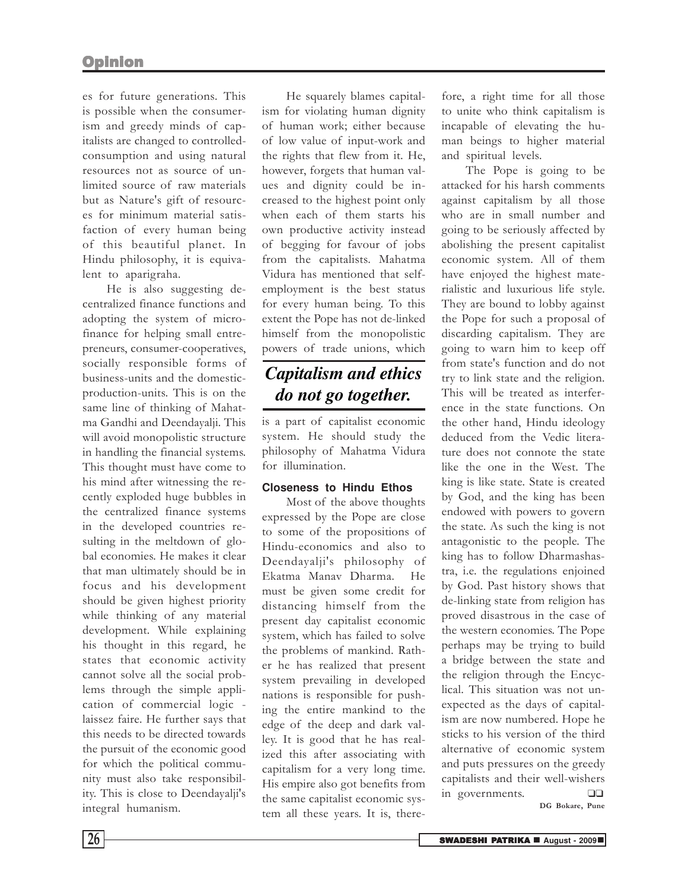es for future generations. This is possible when the consumerism and greedy minds of capitalists are changed to controlled-consumption and using natural resources not as source of unlimited source of raw materials but as Nature's gift of resources for minimum material satisfaction of every human being of this beautiful planet. In Hindu philosophy, it is equivalent to aparigraha.

He is also suggesting decentralized finance functions and adopting the system of micro-finance for helping small entrepreneurs, consumer-cooperatives, socially responsible forms of business-units and the domestic-production-units. This is on the same line of thinking of Mahatma Gandhi and Deendayalji. This will avoid monopolistic structure in handling the financial systems. This thought must have come to his mind after witnessing the recently exploded huge bubbles in the centralized finance systems in the developed countries resulting in the meltdown of global economies. He makes it clear that man ultimately should be in focus and his development should be given highest priority while thinking of any material development. While explaining his thought in this regard, he states that economic activity cannot solve all the social problems through the simple application of commercial logic - laissez faire. He further says that this needs to be directed towards the pursuit of the economic good for which the political community must also take responsibility. This is close to Deendayalji's integral humanism.

He squarely blames capitalism for violating human dignity of human work; either because of low value of input-work and the rights that flew from it. He, however, forgets that human values and dignity could be increased to the highest point only when each of them starts his own productive activity instead of begging for favour of jobs from the capitalists. Mahatma Vidura has mentioned that self-employment is the best status for every human being. To this extent the Pope has not de-linked himself from the monopolistic powers of trade unions, which is a part of capitalist economic system. He should study the philosophy of Mahatma Vidura for illumination.

> ***Capitalism and ethics do not go together.***

### Closeness to Hindu Ethos

Most of the above thoughts expressed by the Pope are close to some of the propositions of Hindu-economics and also to Deendayalji's philosophy of Ekatma Manav Dharma. He must be given some credit for distancing himself from the present day capitalist economic system, which has failed to solve the problems of mankind. Rather he has realized that present system prevailing in developed nations is responsible for pushing the entire mankind to the edge of the deep and dark valley. It is good that he has realized this after associating with capitalism for a very long time. His empire also got benefits from the same capitalist economic system all these years. It is, therefore, a right time for all those to unite who think capitalism is incapable of elevating the human beings to higher material and spiritual levels.

The Pope is going to be attacked for his harsh comments against capitalism by all those who are in small number and going to be seriously affected by abolishing the present capitalist economic system. All of them have enjoyed the highest materialistic and luxurious life style. They are bound to lobby against the Pope for such a proposal of discarding capitalism. They are going to warn him to keep off from state's function and do not try to link state and the religion. This will be treated as interference in the state functions. On the other hand, Hindu ideology deduced from the Vedic literature does not connote the state like the one in the West. The king is like state. State is created by God, and the king has been endowed with powers to govern the state. As such the king is not antagonistic to the people. The king has to follow Dharmashastra, i.e. the regulations enjoined by God. Past history shows that de-linking state from religion has proved disastrous in the case of the western economies. The Pope perhaps may be trying to build a bridge between the state and the religion through the Encyclical. This situation was not unexpected as the days of capitalism are now numbered. Hope he sticks to his version of the third alternative of economic system and puts pressures on the greedy capitalists and their well-wishers in governments. ❑❑

**DG Bokare, Pune**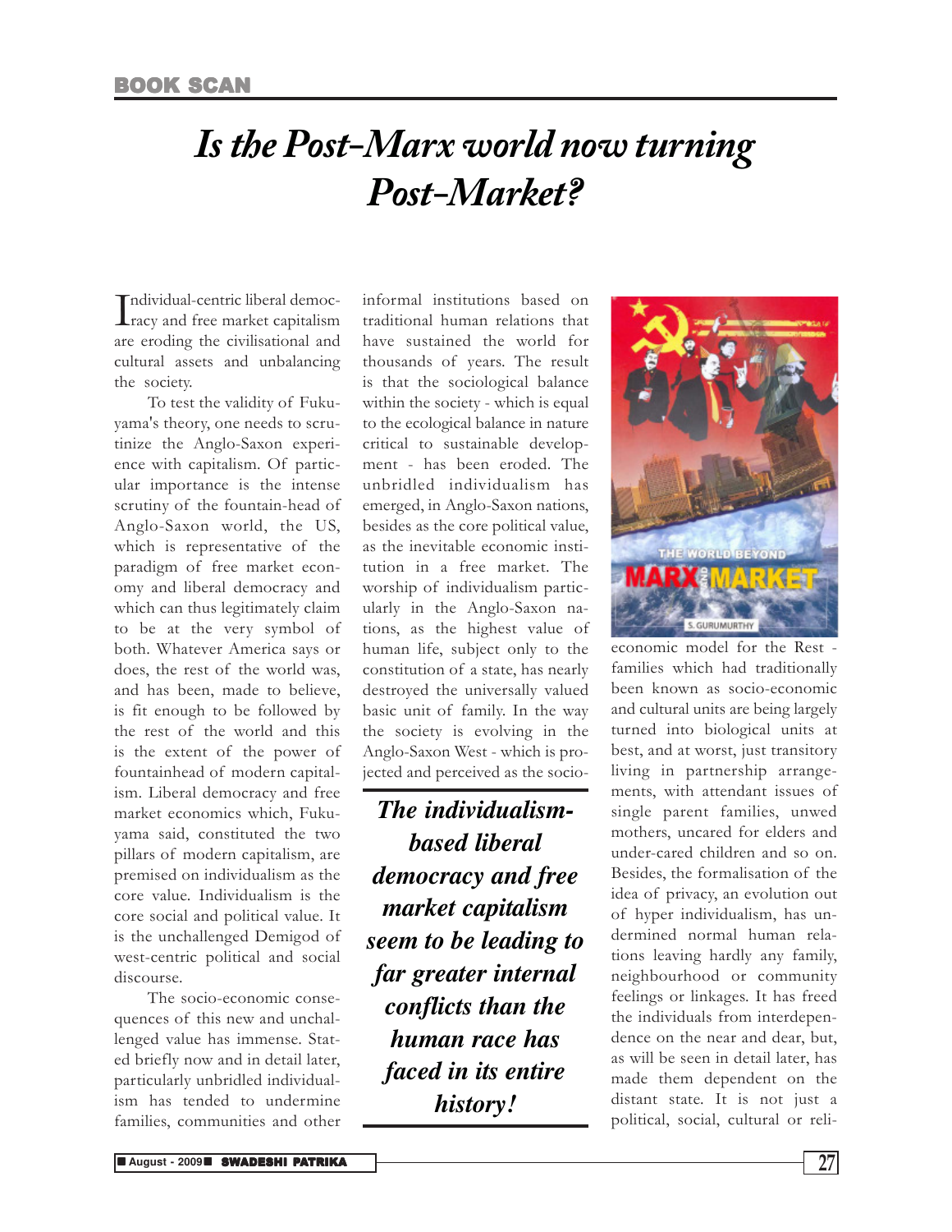BOOK SCAN

# *Is the Post-Marx world now turning Post-Market?*

Individual-centric liberal democracy and free market capitalism are eroding the civilisational and cultural assets and unbalancing the society.

To test the validity of Fukuyama's theory, one needs to scrutinize the Anglo-Saxon experience with capitalism. Of particular importance is the intense scrutiny of the fountain-head of Anglo-Saxon world, the US, which is representative of the paradigm of free market economy and liberal democracy and which can thus legitimately claim to be at the very symbol of both. Whatever America says or does, the rest of the world was, and has been, made to believe, is fit enough to be followed by the rest of the world and this is the extent of the power of fountainhead of modern capitalism. Liberal democracy and free market economics which, Fukuyama said, constituted the two pillars of modern capitalism, are premised on individualism as the core value. Individualism is the core social and political value. It is the unchallenged Demigod of west-centric political and social discourse.

The socio-economic consequences of this new and unchallenged value has immense. Stated briefly now and in detail later, particularly unbridled individualism has tended to undermine families, communities and other informal institutions based on traditional human relations that have sustained the world for thousands of years. The result is that the sociological balance within the society - which is equal to the ecological balance in nature critical to sustainable development - has been eroded. The unbridled individualism has emerged, in Anglo-Saxon nations, besides as the core political value, as the inevitable economic institution in a free market. The worship of individualism particularly in the Anglo-Saxon nations, as the highest value of human life, subject only to the constitution of a state, has nearly destroyed the universally valued basic unit of family. In the way the society is evolving in the Anglo-Saxon West - which is projected and perceived as the socio-economic model for the Rest - families which had traditionally been known as socio-economic and cultural units are being largely turned into biological units at best, and at worst, just transitory living in partnership arrangements, with attendant issues of single parent families, unwed mothers, uncared for elders and under-cared children and so on. Besides, the formalisation of the idea of privacy, an evolution out of hyper individualism, has undermined normal human relations leaving hardly any family, neighbourhood or community feelings or linkages. It has freed the individuals from interdependence on the near and dear, but, as will be seen in detail later, has made them dependent on the distant state. It is not just a political, social, cultural or reli-

> ***The individualism-based liberal democracy and free market capitalism seem to be leading to far greater internal conflicts than the human race has faced in its entire history!***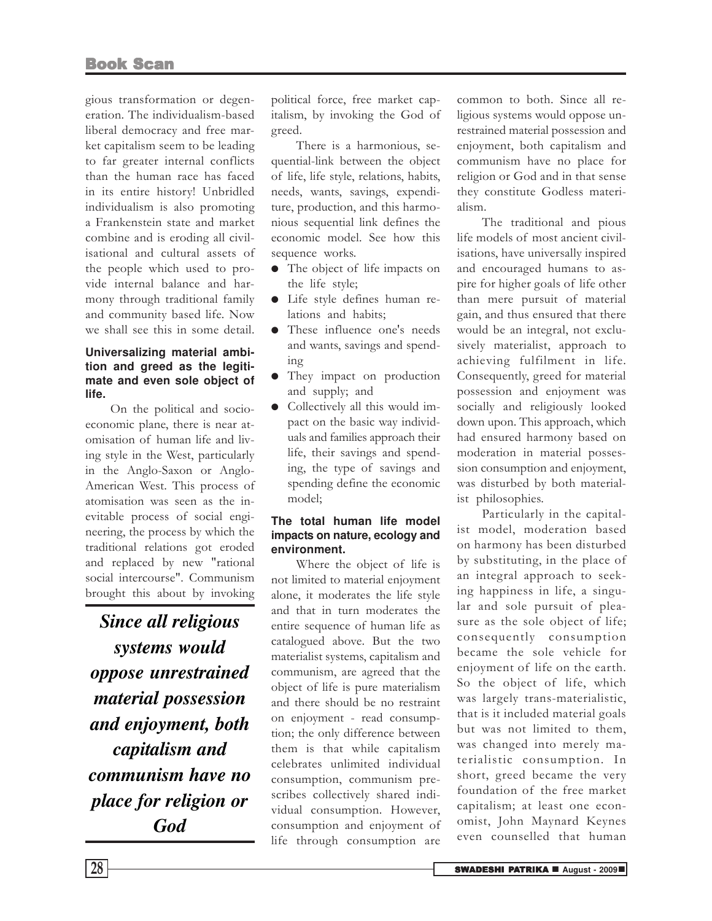gious transformation or degeneration. The individualism-based liberal democracy and free market capitalism seem to be leading to far greater internal conflicts than the human race has faced in its entire history! Unbridled individualism is also promoting a Frankenstein state and market combine and is eroding all civilisational and cultural assets of the people which used to provide internal balance and harmony through traditional family and community based life. Now we shall see this in some detail.

#### Universalizing material ambition and greed as the legitimate and even sole object of life.

On the political and socio-economic plane, there is near atomisation of human life and living style in the West, particularly in the Anglo-Saxon or Anglo-American West. This process of atomisation was seen as the inevitable process of social engineering, the process by which the traditional relations got eroded and replaced by new "rational social intercourse". Communism brought this about by invoking political force, free market capitalism, by invoking the God of greed.

> ***Since all religious systems would oppose unrestrained material possession and enjoyment, both capitalism and communism have no place for religion or God***

There is a harmonious, sequential-link between the object of life, life style, relations, habits, needs, wants, savings, expenditure, production, and this harmonious sequential link defines the economic model. See how this sequence works.

- The object of life impacts on the life style;
- Life style defines human relations and habits;
- These influence one's needs and wants, savings and spending
- They impact on production and supply; and
- Collectively all this would impact on the basic way individuals and families approach their life, their savings and spending, the type of savings and spending define the economic model;

#### The total human life model impacts on nature, ecology and environment.

Where the object of life is not limited to material enjoyment alone, it moderates the life style and that in turn moderates the entire sequence of human life as catalogued above. But the two materialist systems, capitalism and communism, are agreed that the object of life is pure materialism and there should be no restraint on enjoyment - read consumption; the only difference between them is that while capitalism celebrates unlimited individual consumption, communism prescribes collectively shared individual consumption. However, consumption and enjoyment of life through consumption are common to both. Since all religious systems would oppose unrestrained material possession and enjoyment, both capitalism and communism have no place for religion or God and in that sense they constitute Godless materialism.

The traditional and pious life models of most ancient civilisations, have universally inspired and encouraged humans to aspire for higher goals of life other than mere pursuit of material gain, and thus ensured that there would be an integral, not exclusively materialist, approach to achieving fulfilment in life. Consequently, greed for material possession and enjoyment was socially and religiously looked down upon. This approach, which had ensured harmony based on moderation in material possession consumption and enjoyment, was disturbed by both materialist philosophies.

Particularly in the capitalist model, moderation based on harmony has been disturbed by substituting, in the place of an integral approach to seeking happiness in life, a singular and sole pursuit of pleasure as the sole object of life; consequently consumption became the sole vehicle for enjoyment of life on the earth. So the object of life, which was largely trans-materialistic, that is it included material goals but was not limited to them, was changed into merely materialistic consumption. In short, greed became the very foundation of the free market capitalism; at least one economist, John Maynard Keynes even counselled that human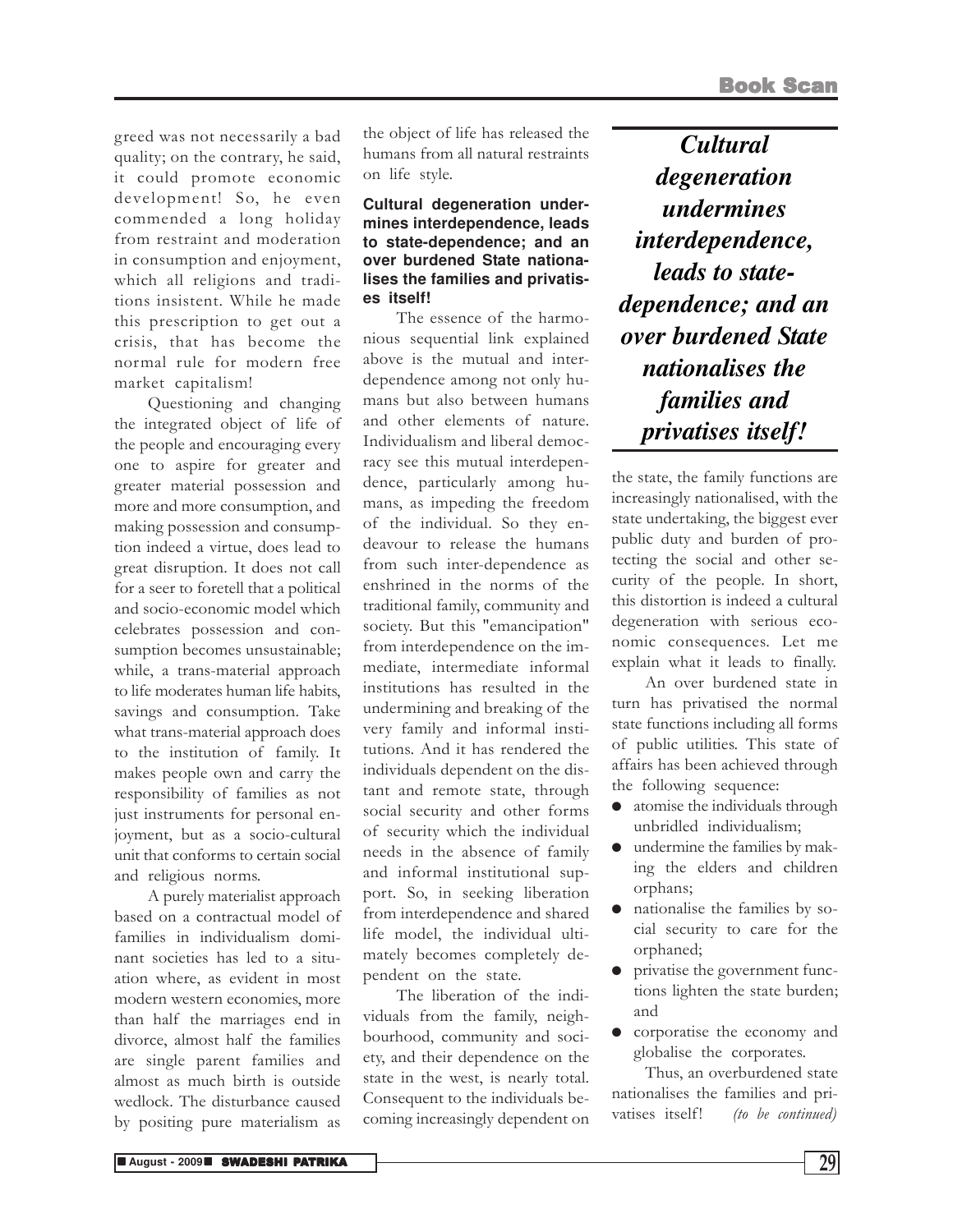greed was not necessarily a bad quality; on the contrary, he said, it could promote economic development! So, he even commended a long holiday from restraint and moderation in consumption and enjoyment, which all religions and traditions insistent. While he made this prescription to get out a crisis, that has become the normal rule for modern free market capitalism!

Questioning and changing the integrated object of life of the people and encouraging every one to aspire for greater and greater material possession and more and more consumption, and making possession and consumption indeed a virtue, does lead to great disruption. It does not call for a seer to foretell that a political and socio-economic model which celebrates possession and consumption becomes unsustainable; while, a trans-material approach to life moderates human life habits, savings and consumption. Take what trans-material approach does to the institution of family. It makes people own and carry the responsibility of families as not just instruments for personal enjoyment, but as a socio-cultural unit that conforms to certain social and religious norms.

A purely materialist approach based on a contractual model of families in individualism dominant societies has led to a situation where, as evident in most modern western economies, more than half the marriages end in divorce, almost half the families are single parent families and almost as much birth is outside wedlock. The disturbance caused by positing pure materialism as the object of life has released the humans from all natural restraints on life style.

### Cultural degeneration undermines interdependence, leads to state-dependence; and an over burdened State nationalises the families and privatises itself!

The essence of the harmonious sequential link explained above is the mutual and interdependence among not only humans but also between humans and other elements of nature. Individualism and liberal democracy see this mutual interdependence, particularly among humans, as impeding the freedom of the individual. So they endeavour to release the humans from such inter-dependence as enshrined in the norms of the traditional family, community and society. But this "emancipation" from interdependence on the immediate, intermediate informal institutions has resulted in the undermining and breaking of the very family and informal institutions. And it has rendered the individuals dependent on the distant and remote state, through social security and other forms of security which the individual needs in the absence of family and informal institutional support. So, in seeking liberation from interdependence and shared life model, the individual ultimately becomes completely dependent on the state.

The liberation of the individuals from the family, neighbourhood, community and society, and their dependence on the state in the west, is nearly total. Consequent to the individuals becoming increasingly dependent on the state, the family functions are increasingly nationalised, with the state undertaking, the biggest ever public duty and burden of protecting the social and other security of the people. In short, this distortion is indeed a cultural degeneration with serious economic consequences. Let me explain what it leads to finally.

> ***Cultural degeneration undermines interdependence, leads to state-dependence; and an over burdened State nationalises the families and privatises itself!***

An over burdened state in turn has privatised the normal state functions including all forms of public utilities. This state of affairs has been achieved through the following sequence:

- atomise the individuals through unbridled individualism;
- undermine the families by making the elders and children orphans;
- nationalise the families by social security to care for the orphaned;
- privatise the government functions lighten the state burden; and
- corporatise the economy and globalise the corporates.

Thus, an overburdened state nationalises the families and privatises itself! *(to be continued)*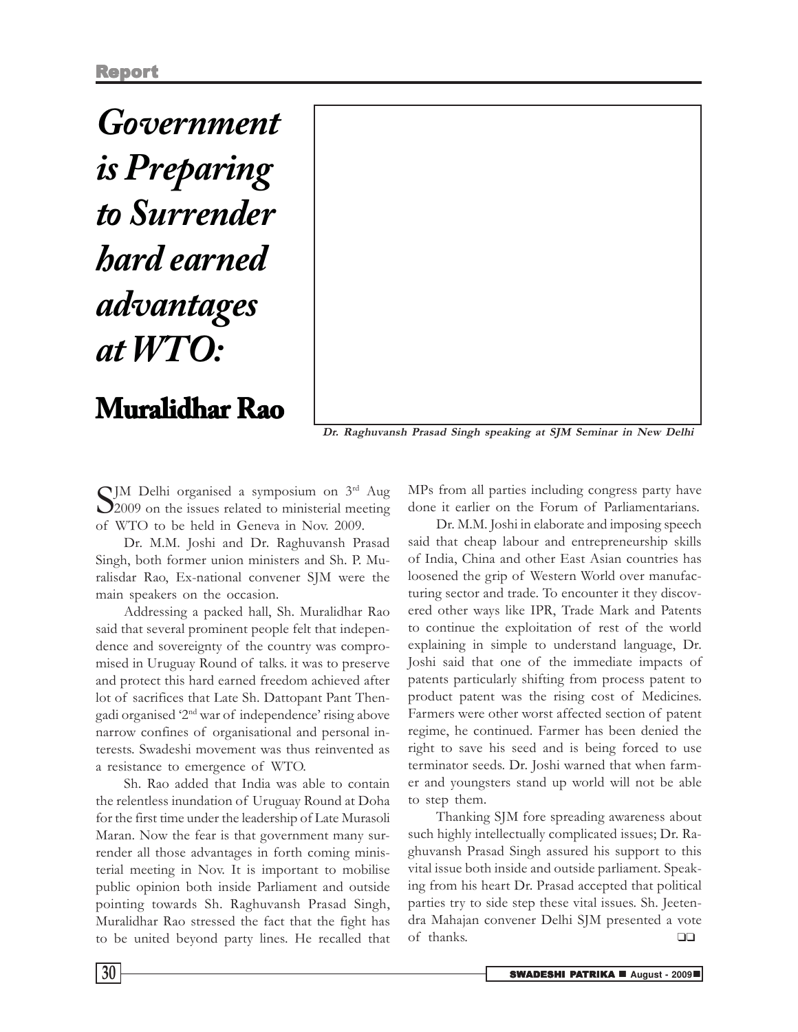**Report**

# *Government is Preparing to Surrender hard earned advantages at WTO:*

## Muralidhar Rao

*Dr. Raghuvansh Prasad Singh speaking at SJM Seminar in New Delhi*

SJM Delhi organised a symposium on 3rd Aug 2009 on the issues related to ministerial meeting of WTO to be held in Geneva in Nov. 2009.

Dr. M.M. Joshi and Dr. Raghuvansh Prasad Singh, both former union ministers and Sh. P. Muralisdar Rao, Ex-national convener SJM were the main speakers on the occasion.

Addressing a packed hall, Sh. Muralidhar Rao said that several prominent people felt that independence and sovereignty of the country was compromised in Uruguay Round of talks. it was to preserve and protect this hard earned freedom achieved after lot of sacrifices that Late Sh. Dattopant Thengadi organised '2nd war of independence' rising above narrow confines of organisational and personal interests. Swadeshi movement was thus reinvented as a resistance to emergence of WTO.

Sh. Rao added that India was able to contain the relentless inundation of Uruguay Round at Doha for the first time under the leadership of Late Murasoli Maran. Now the fear is that government many surrender all those advantages in forth coming ministerial meeting in Nov. It is important to mobilise public opinion both inside Parliament and outside pointing towards Sh. Raghuvansh Prasad Singh, Muralidhar Rao stressed the fact that the fight has to be united beyond party lines. He recalled that MPs from all parties including congress party have done it earlier on the Forum of Parliamentarians.

Dr. M.M. Joshi in elaborate and imposing speech said that cheap labour and entrepreneurship skills of India, China and other East Asian countries has loosened the grip of Western World over manufacturing sector and trade. To encounter it they discovered other ways like IPR, Trade Mark and Patents to continue the exploitation of rest of the world explaining in simple to understand language, Dr. Joshi said that one of the immediate impacts of patents particularly shifting from process patent to product patent was the rising cost of Medicines. Farmers were other worst affected section of patent regime, he continued. Farmer has been denied the right to save his seed and is being forced to use terminator seeds. Dr. Joshi warned that when farmer and youngsters stand up world will not be able to step them.

Thanking SJM fore spreading awareness about such highly intellectually complicated issues; Dr. Raghuvansh Prasad Singh assured his support to this vital issue both inside and outside parliament. Speaking from his heart Dr. Prasad accepted that political parties try to side step these vital issues. Sh. Jeetendra Mahajan convener Delhi SJM presented a vote of thanks. ❑❑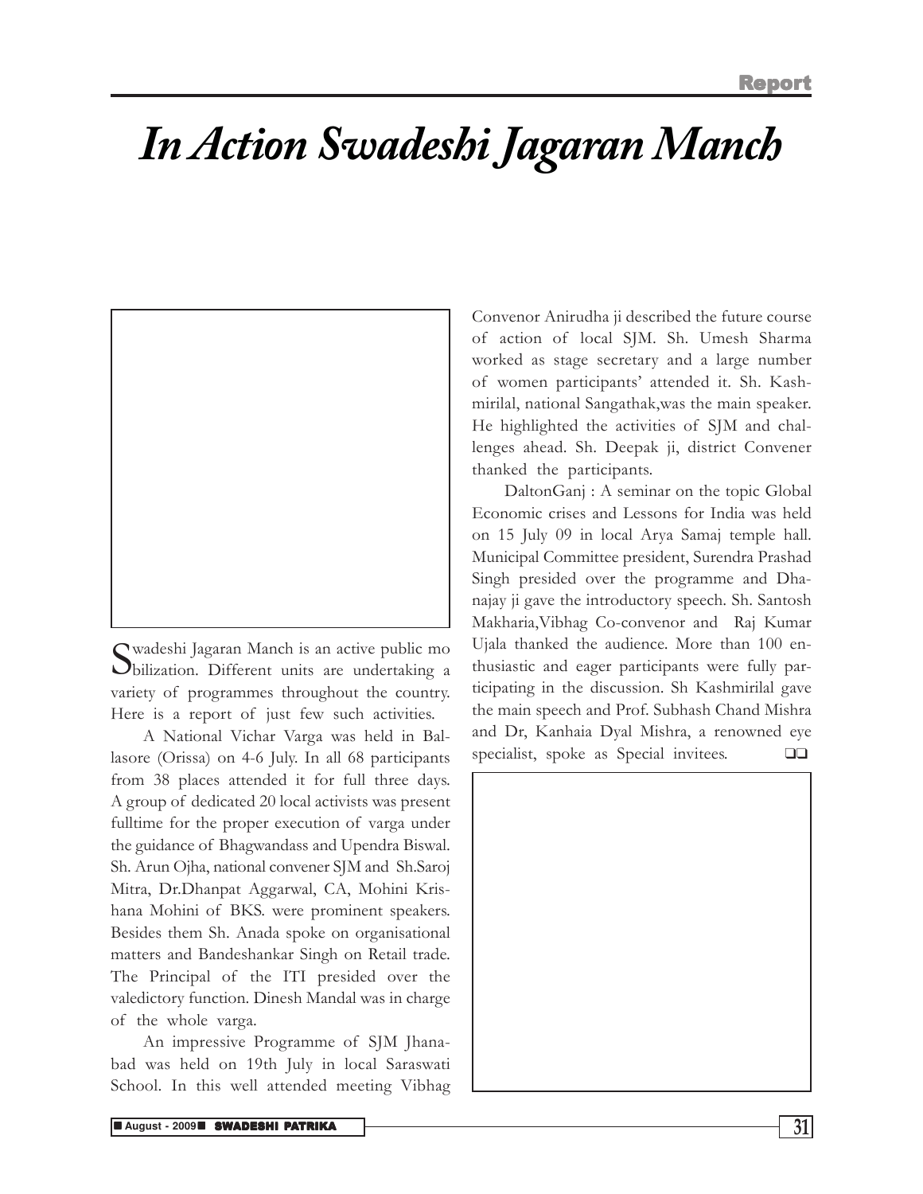# In Action Swadeshi Jagaran Manch

Swadeshi Jagaran Manch is an active public mobilization. Different units are undertaking a variety of programmes throughout the country. Here is a report of just few such activities.

A National Vichar Varga was held in Ballasore (Orissa) on 4-6 July. In all 68 participants from 38 places attended it for full three days. A group of dedicated 20 local activists was present fulltime for the proper execution of varga under the guidance of Bhagwandass and Upendra Biswal. Sh. Arun Ojha, national convener SJM and Sh.Saroj Mitra, Dr.Dhanpat Aggarwal, CA, Mohini Krishana Mohini of BKS. were prominent speakers. Besides them Sh. Anada spoke on organisational matters and Bandeshankar Singh on Retail trade. The Principal of the ITI presided over the valedictory function. Dinesh Mandal was in charge of the whole varga.

An impressive Programme of SJM Jhanabad was held on 19th July in local Saraswati School. In this well attended meeting Vibhag Convenor Anirudha ji described the future course of action of local SJM. Sh. Umesh Sharma worked as stage secretary and a large number of women participants' attended it. Sh. Kashmirilal, national Sangathak,was the main speaker. He highlighted the activities of SJM and challenges ahead. Sh. Deepak ji, district Convener thanked the participants.

DaltonGanj : A seminar on the topic Global Economic crises and Lessons for India was held on 15 July 09 in local Arya Samaj temple hall. Municipal Committee president, Surendra Prashad Singh presided over the programme and Dhanajay ji gave the introductory speech. Sh. Santosh Makharia,Vibhag Co-convenor and Raj Kumar Ujala thanked the audience. More than 100 enthusiastic and eager participants were fully participating in the discussion. Sh Kashmirilal gave the main speech and Prof. Subhash Chand Mishra and Dr, Kanhaia Dyal Mishra, a renowned eye specialist, spoke as Special invitees. ❑❑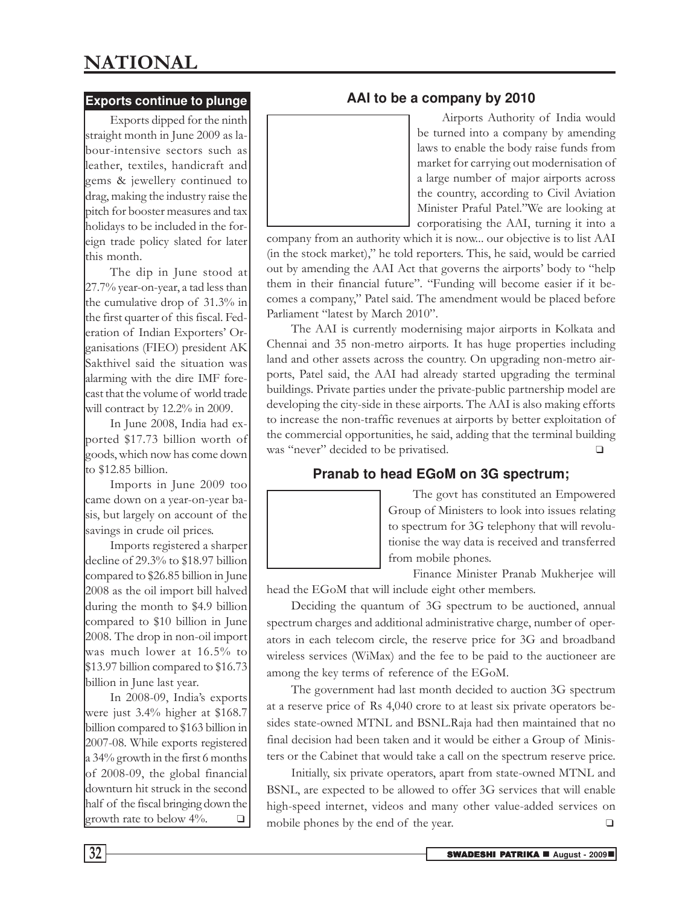# NATIONAL

## Exports continue to plunge

Exports dipped for the ninth straight month in June 2009 as labour-intensive sectors such as leather, textiles, handicraft and gems & jewellery continued to drag, making the industry raise the pitch for booster measures and tax holidays to be included in the foreign trade policy slated for later this month.

The dip in June stood at 27.7% year-on-year, a tad less than the cumulative drop of 31.3% in the first quarter of this fiscal. Federation of Indian Exporters' Organisations (FIEO) president AK Sakthivel said the situation was alarming with the dire IMF forecast that the volume of world trade will contract by 12.2% in 2009.

In June 2008, India had exported $17.73 billion worth of goods, which now has come down to $12.85 billion.

Imports in June 2009 too came down on a year-on-year basis, but largely on account of the savings in crude oil prices.

Imports registered a sharper decline of 29.3% to $18.97 billion compared to $26.85 billion in June 2008 as the oil import bill halved during the month to $4.9 billion compared to $10 billion in June 2008. The drop in non-oil import was much lower at 16.5% to $13.97 billion compared to $16.73 billion in June last year.

In 2008-09, India's exports were just 3.4% higher at $168.7 billion compared to $163 billion in 2007-08. While exports registered a 34% growth in the first 6 months of 2008-09, the global financial downturn hit struck in the second half of the fiscal bringing down the growth rate to below 4%. ❑

## AAI to be a company by 2010

Airports Authority of India would be turned into a company by amending laws to enable the body raise funds from market for carrying out modernisation of a large number of major airports across the country, according to Civil Aviation Minister Praful Patel."We are looking at corporatising the AAI, turning it into a company from an authority which it is now... our objective is to list AAI (in the stock market)," he told reporters. This, he said, would be carried out by amending the AAI Act that governs the airports' body to "help them in their financial future". "Funding will become easier if it becomes a company," Patel said. The amendment would be placed before Parliament "latest by March 2010".

The AAI is currently modernising major airports in Kolkata and Chennai and 35 non-metro airports. It has huge properties including land and other assets across the country. On upgrading non-metro airports, Patel said, the AAI had already started upgrading the terminal buildings. Private parties under the private-public partnership model are developing the city-side in these airports. The AAI is also making efforts to increase the non-traffic revenues at airports by better exploitation of the commercial opportunities, he said, adding that the terminal building was "never" decided to be privatised. ❑

## Pranab to head EGoM on 3G spectrum;

The govt has constituted an Empowered Group of Ministers to look into issues relating to spectrum for 3G telephony that will revolutionise the way data is received and transferred from mobile phones.

Finance Minister Pranab Mukherjee will head the EGoM that will include eight other members.

Deciding the quantum of 3G spectrum to be auctioned, annual spectrum charges and additional administrative charge, number of operators in each telecom circle, the reserve price for 3G and broadband wireless services (WiMax) and the fee to be paid to the auctioneer are among the key terms of reference of the EGoM.

The government had last month decided to auction 3G spectrum at a reserve price of Rs 4,040 crore to at least six private operators besides state-owned MTNL and BSNL.Raja had then maintained that no final decision had been taken and it would be either a Group of Ministers or the Cabinet that would take a call on the spectrum reserve price.

Initially, six private operators, apart from state-owned MTNL and BSNL, are expected to be allowed to offer 3G services that will enable high-speed internet, videos and many other value-added services on mobile phones by the end of the year. ❑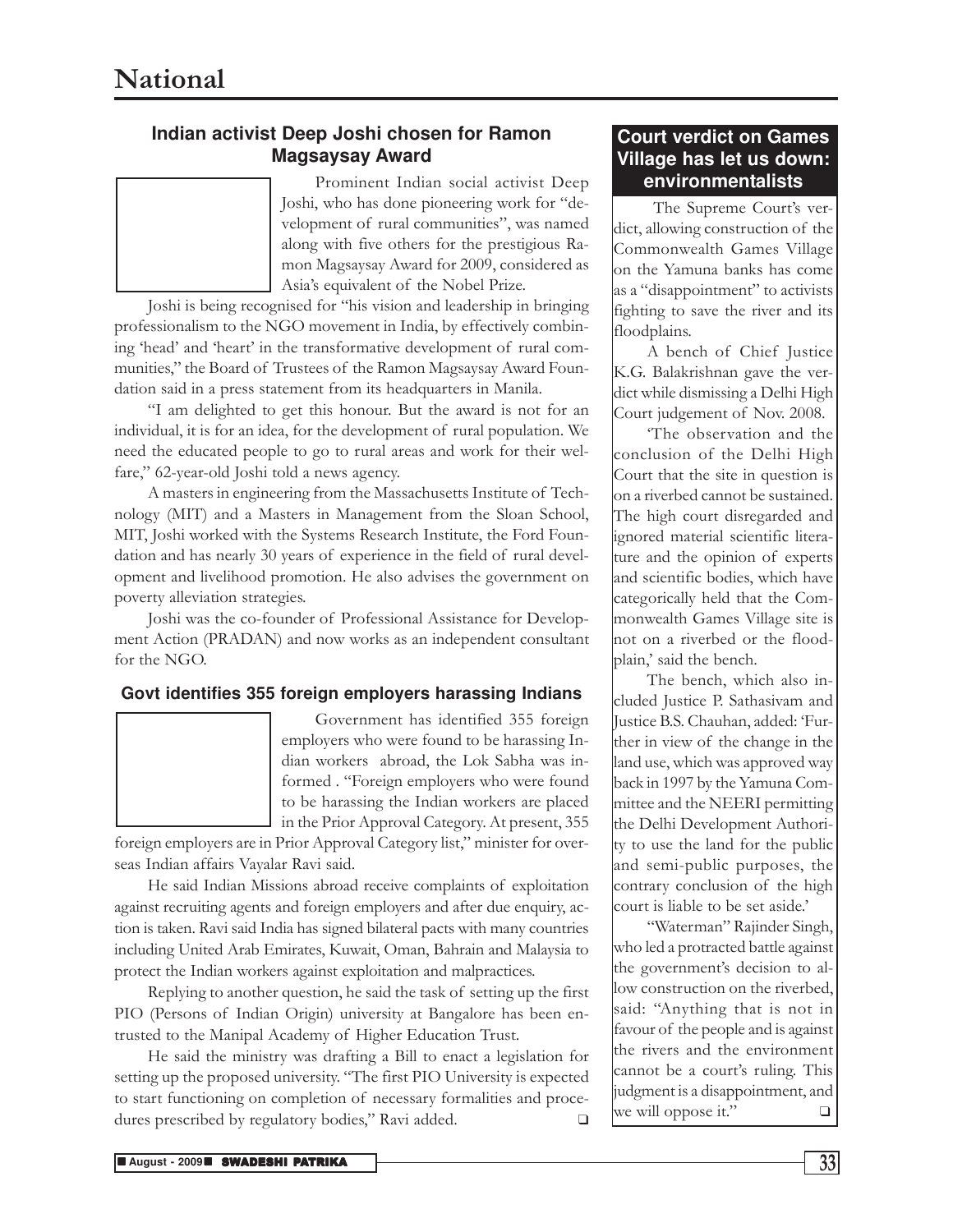# National

## Indian activist Deep Joshi chosen for Ramon Magsaysay Award

Prominent Indian social activist Deep Joshi, who has done pioneering work for "development of rural communities", was named along with five others for the prestigious Ramon Magsaysay Award for 2009, considered as Asia's equivalent of the Nobel Prize.

Joshi is being recognised for "his vision and leadership in bringing professionalism to the NGO movement in India, by effectively combining 'head' and 'heart' in the transformative development of rural communities," the Board of Trustees of the Ramon Magsaysay Award Foundation said in a press statement from its headquarters in Manila.

"I am delighted to get this honour. But the award is not for an individual, it is for an idea, for the development of rural population. We need the educated people to go to rural areas and work for their welfare," 62-year-old Joshi told a news agency.

A masters in engineering from the Massachusetts Institute of Technology (MIT) and a Masters in Management from the Sloan School, MIT, Joshi worked with the Systems Research Institute, the Ford Foundation and has nearly 30 years of experience in the field of rural development and livelihood promotion. He also advises the government on poverty alleviation strategies.

Joshi was the co-founder of Professional Assistance for Development Action (PRADAN) and now works as an independent consultant for the NGO.

## Govt identifies 355 foreign employers harassing Indians

Government has identified 355 foreign employers who were found to be harassing Indian workers abroad, the Lok Sabha was informed . "Foreign employers who were found to be harassing the Indian workers are placed in the Prior Approval Category. At present, 355 foreign employers are in Prior Approval Category list," minister for overseas Indian affairs Vayalar Ravi said.

He said Indian Missions abroad receive complaints of exploitation against recruiting agents and foreign employers and after due enquiry, action is taken. Ravi said India has signed bilateral pacts with many countries including United Arab Emirates, Kuwait, Oman, Bahrain and Malaysia to protect the Indian workers against exploitation and malpractices.

Replying to another question, he said the task of setting up the first PIO (Persons of Indian Origin) university at Bangalore has been entrusted to the Manipal Academy of Higher Education Trust.

He said the ministry was drafting a Bill to enact a legislation for setting up the proposed university. "The first PIO University is expected to start functioning on completion of necessary formalities and procedures prescribed by regulatory bodies," Ravi added. ❑

## Court verdict on Games Village has let us down: environmentalists

The Supreme Court's verdict, allowing construction of the Commonwealth Games Village on the Yamuna banks has come as a "disappointment" to activists fighting to save the river and its floodplains.

A bench of Chief Justice K.G. Balakrishnan gave the verdict while dismissing a Delhi High Court judgement of Nov. 2008.

'The observation and the conclusion of the Delhi High Court that the site in question is on a riverbed cannot be sustained. The high court disregarded and ignored material scientific literature and the opinion of experts and scientific bodies, which have categorically held that the Commonwealth Games Village site is not on a riverbed or the floodplain,' said the bench.

The bench, which also included Justice P. Sathasivam and Justice B.S. Chauhan, added: 'Further in view of the change in the land use, which was approved way back in 1997 by the Yamuna Committee and the NEERI permitting the Delhi Development Authority to use the land for the public and semi-public purposes, the contrary conclusion of the high court is liable to be set aside.'

"Waterman" Rajinder Singh, who led a protracted battle against the government's decision to allow construction on the riverbed, said: "Anything that is not in favour of the people and is against the rivers and the environment cannot be a court's ruling. This judgment is a disappointment, and we will oppose it." ❑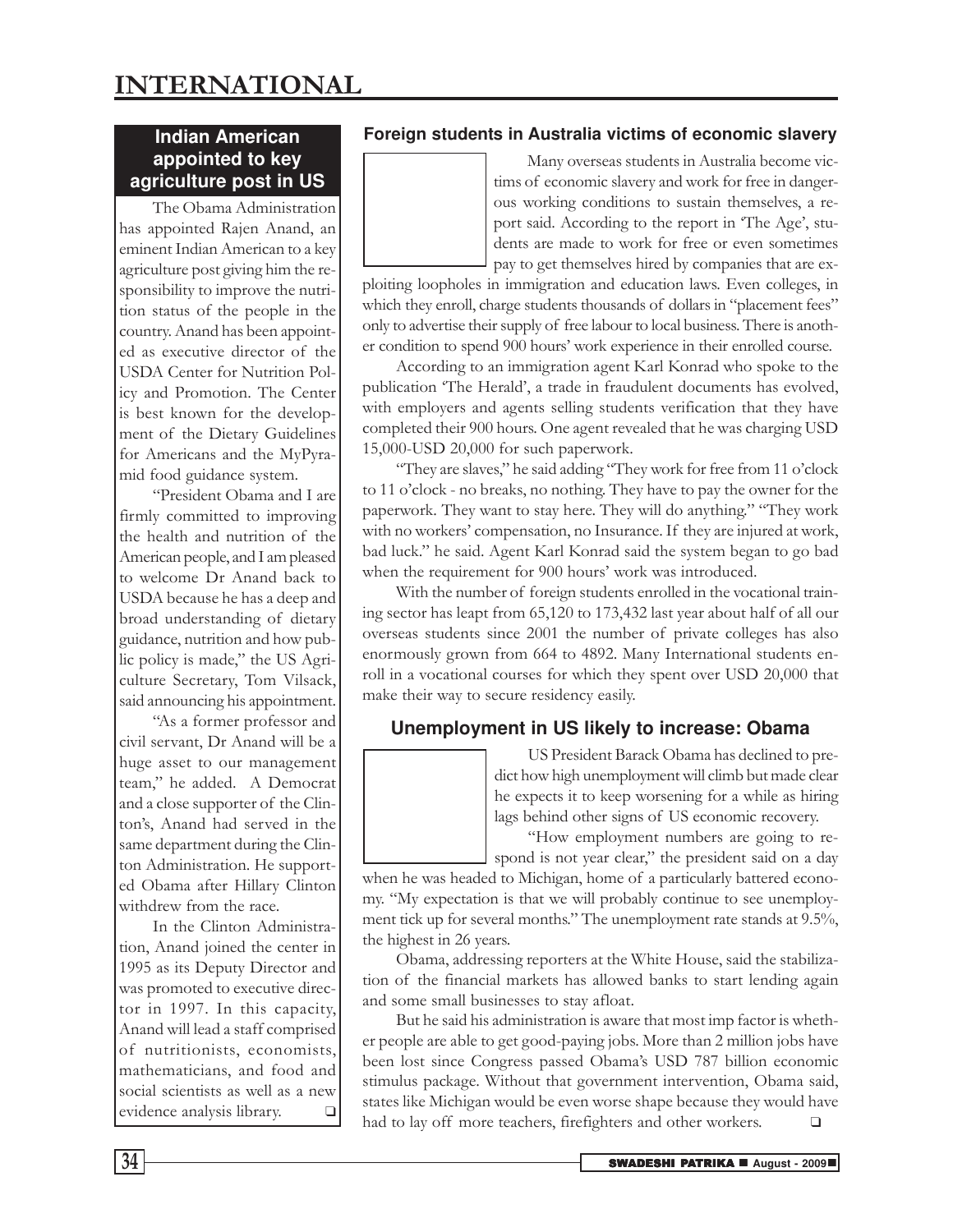# INTERNATIONAL

## Indian American appointed to key agriculture post in US

The Obama Administration has appointed Rajen Anand, an eminent Indian American to a key agriculture post giving him the responsibility to improve the nutrition status of the people in the country. Anand has been appointed as executive director of the USDA Center for Nutrition Policy and Promotion. The Center is best known for the development of the Dietary Guidelines for Americans and the MyPyramid food guidance system.

"President Obama and I are firmly committed to improving the health and nutrition of the American people, and I am pleased to welcome Dr Anand back to USDA because he has a deep and broad understanding of dietary guidance, nutrition and how public policy is made," the US Agriculture Secretary, Tom Vilsack, said announcing his appointment.

"As a former professor and civil servant, Dr Anand will be a huge asset to our management team," he added. A Democrat and a close supporter of the Clinton's, Anand had served in the same department during the Clinton Administration. He supported Obama after Hillary Clinton withdrew from the race.

In the Clinton Administration, Anand joined the center in 1995 as its Deputy Director and was promoted to executive director in 1997. In this capacity, Anand will lead a staff comprised of nutritionists, economists, mathematicians, and food and social scientists as well as a new evidence analysis library. ❑

## Foreign students in Australia victims of economic slavery

Many overseas students in Australia become victims of economic slavery and work for free in dangerous working conditions to sustain themselves, a report said. According to the report in 'The Age', students are made to work for free or even sometimes pay to get themselves hired by companies that are exploiting loopholes in immigration and education laws. Even colleges, in which they enroll, charge students thousands of dollars in "placement fees" only to advertise their supply of free labour to local business. There is another condition to spend 900 hours' work experience in their enrolled course.

According to an immigration agent Karl Konrad who spoke to the publication 'The Herald', a trade in fraudulent documents has evolved, with employers and agents selling students verification that they have completed their 900 hours. One agent revealed that he was charging USD 15,000-USD 20,000 for such paperwork.

"They are slaves," he said adding "They work for free from 11 o'clock to 11 o'clock - no breaks, no nothing. They have to pay the owner for the paperwork. They want to stay here. They will do anything." "They work with no workers' compensation, no Insurance. If they are injured at work, bad luck." he said. Agent Karl Konrad said the system began to go bad when the requirement for 900 hours' work was introduced.

With the number of foreign students enrolled in the vocational training sector has leapt from 65,120 to 173,432 last year about half of all our overseas students since 2001 the number of private colleges has also enormously grown from 664 to 4892. Many International students enroll in a vocational courses for which they spent over USD 20,000 that make their way to secure residency easily.

## Unemployment in US likely to increase: Obama

US President Barack Obama has declined to predict how high unemployment will climb but made clear he expects it to keep worsening for a while as hiring lags behind other signs of US economic recovery.

"How employment numbers are going to respond is not year clear," the president said on a day when he was headed to Michigan, home of a particularly battered economy. "My expectation is that we will probably continue to see unemployment tick up for several months." The unemployment rate stands at 9.5%, the highest in 26 years.

Obama, addressing reporters at the White House, said the stabilization of the financial markets has allowed banks to start lending again and some small businesses to stay afloat.

But he said his administration is aware that most imp factor is whether people are able to get good-paying jobs. More than 2 million jobs have been lost since Congress passed Obama's USD 787 billion economic stimulus package. Without that government intervention, Obama said, states like Michigan would be even worse shape because they would have had to lay off more teachers, firefighters and other workers. ❑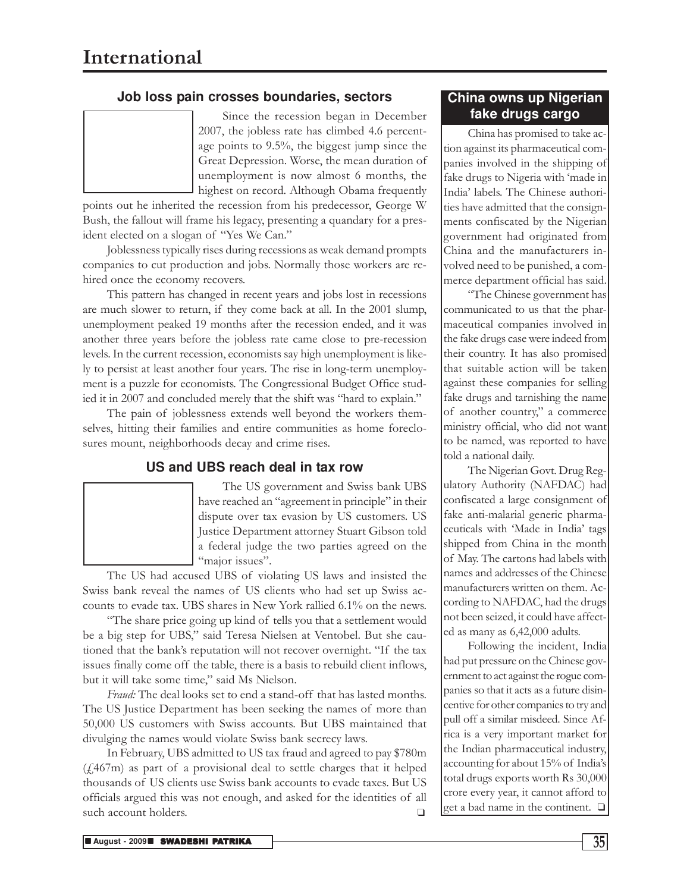# International

### Job loss pain crosses boundaries, sectors

Since the recession began in December 2007, the jobless rate has climbed 4.6 percentage points to 9.5%, the biggest jump since the Great Depression. Worse, the mean duration of unemployment is now almost 6 months, the highest on record. Although Obama frequently points out he inherited the recession from his predecessor, George W Bush, the fallout will frame his legacy, presenting a quandary for a president elected on a slogan of "Yes We Can."

Joblessness typically rises during recessions as weak demand prompts companies to cut production and jobs. Normally those workers are rehired once the economy recovers.

This pattern has changed in recent years and jobs lost in recessions are much slower to return, if they come back at all. In the 2001 slump, unemployment peaked 19 months after the recession ended, and it was another three years before the jobless rate came close to pre-recession levels. In the current recession, economists say high unemployment is likely to persist at least another four years. The rise in long-term unemployment is a puzzle for economists. The Congressional Budget Office studied it in 2007 and concluded merely that the shift was "hard to explain."

The pain of joblessness extends well beyond the workers themselves, hitting their families and entire communities as home foreclosures mount, neighborhoods decay and crime rises.

### US and UBS reach deal in tax row

The US government and Swiss bank UBS have reached an "agreement in principle" in their dispute over tax evasion by US customers. US Justice Department attorney Stuart Gibson told a federal judge the two parties agreed on the "major issues".

The US had accused UBS of violating US laws and insisted the Swiss bank reveal the names of US clients who had set up Swiss accounts to evade tax. UBS shares in New York rallied 6.1% on the news.

"The share price going up kind of tells you that a settlement would be a big step for UBS," said Teresa Nielsen at Ventobel. But she cautioned that the bank's reputation will not recover overnight. "If the tax issues finally come off the table, there is a basis to rebuild client inflows, but it will take some time," said Ms Nielson.

*Fraud:* The deal looks set to end a stand-off that has lasted months. The US Justice Department has been seeking the names of more than 50,000 US customers with Swiss accounts. But UBS maintained that divulging the names would violate Swiss bank secrecy laws.

In February, UBS admitted to US tax fraud and agreed to pay $780m (£467m) as part of a provisional deal to settle charges that it helped thousands of US clients use Swiss bank accounts to evade taxes. But US officials argued this was not enough, and asked for the identities of all such account holders. ❑

### China owns up Nigerian fake drugs cargo

China has promised to take action against its pharmaceutical companies involved in the shipping of fake drugs to Nigeria with 'made in India' labels. The Chinese authorities have admitted that the consignments confiscated by the Nigerian government had originated from China and the manufacturers involved need to be punished, a commerce department official has said.

"The Chinese government has communicated to us that the pharmaceutical companies involved in the fake drugs case were indeed from their country. It has also promised that suitable action will be taken against these companies for selling fake drugs and tarnishing the name of another country," a commerce ministry official, who did not want to be named, was reported to have told a national daily.

The Nigerian Govt. Drug Regulatory Authority (NAFDAC) had confiscated a large consignment of fake anti-malarial generic pharmaceuticals with 'Made in India' tags shipped from China in the month of May. The cartons had labels with names and addresses of the Chinese manufacturers written on them. According to NAFDAC, had the drugs not been seized, it could have affected as many as 6,42,000 adults.

Following the incident, India had put pressure on the Chinese government to act against the rogue companies so that it acts as a future disincentive for other companies to try and pull off a similar misdeed. Since Africa is a very important market for the Indian pharmaceutical industry, accounting for about 15% of India's total drugs exports worth Rs 30,000 crore every year, it cannot afford to get a bad name in the continent. ❑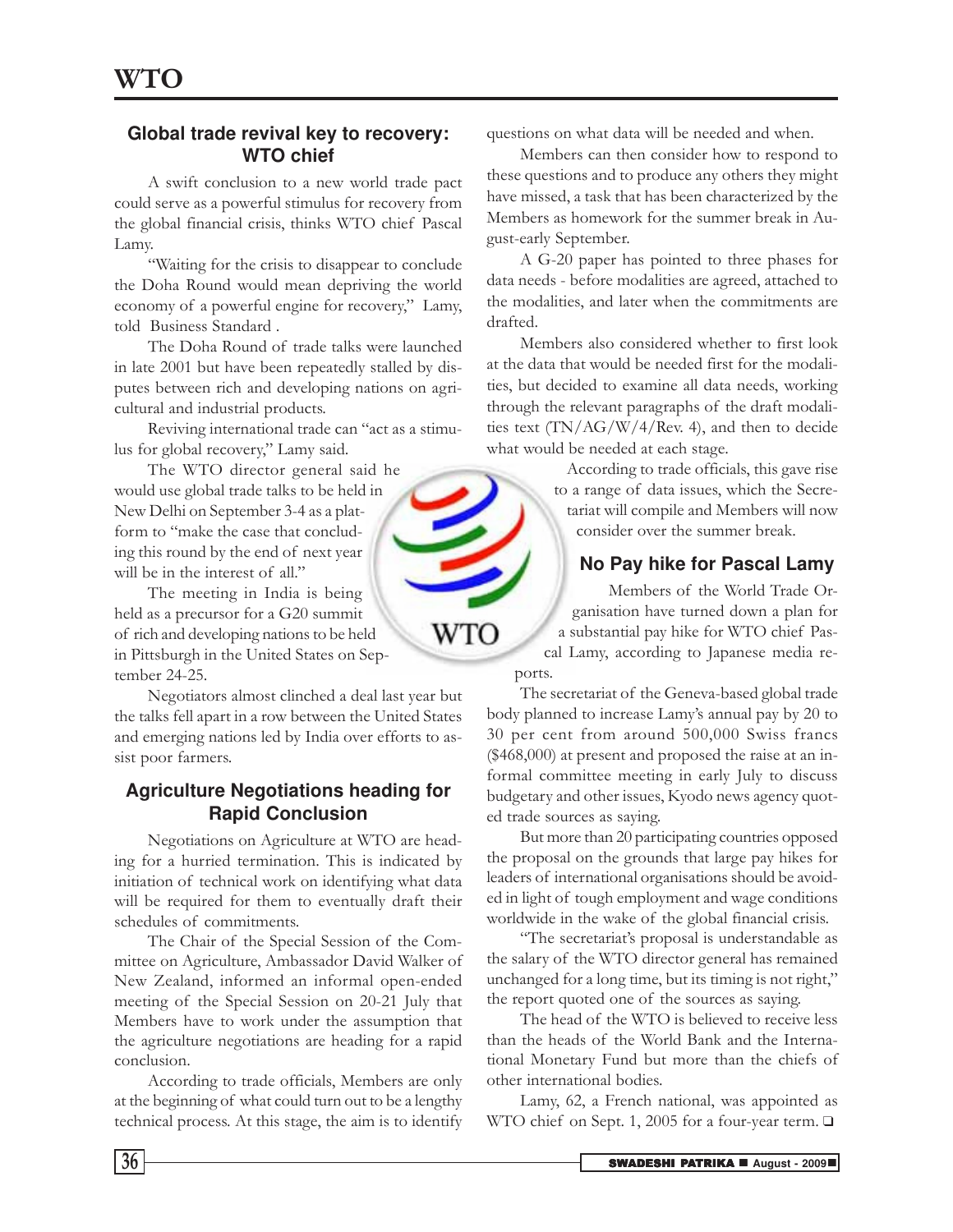# WTO

## Global trade revival key to recovery: WTO chief

A swift conclusion to a new world trade pact could serve as a powerful stimulus for recovery from the global financial crisis, thinks WTO chief Pascal Lamy.

"Waiting for the crisis to disappear to conclude the Doha Round would mean depriving the world economy of a powerful engine for recovery," Lamy, told Business Standard .

The Doha Round of trade talks were launched in late 2001 but have been repeatedly stalled by disputes between rich and developing nations on agricultural and industrial products.

Reviving international trade can "act as a stimulus for global recovery," Lamy said.

The WTO director general said he would use global trade talks to be held in New Delhi on September 3-4 as a platform to "make the case that concluding this round by the end of next year will be in the interest of all."

The meeting in India is being held as a precursor for a G20 summit of rich and developing nations to be held in Pittsburgh in the United States on September 24-25.

Negotiators almost clinched a deal last year but the talks fell apart in a row between the United States and emerging nations led by India over efforts to assist poor farmers.

## Agriculture Negotiations heading for Rapid Conclusion

Negotiations on Agriculture at WTO are heading for a hurried termination. This is indicated by initiation of technical work on identifying what data will be required for them to eventually draft their schedules of commitments.

The Chair of the Special Session of the Committee on Agriculture, Ambassador David Walker of New Zealand, informed an informal open-ended meeting of the Special Session on 20-21 July that Members have to work under the assumption that the agriculture negotiations are heading for a rapid conclusion.

According to trade officials, Members are only at the beginning of what could turn out to be a lengthy technical process. At this stage, the aim is to identify questions on what data will be needed and when.

Members can then consider how to respond to these questions and to produce any others they might have missed, a task that has been characterized by the Members as homework for the summer break in August-early September.

A G-20 paper has pointed to three phases for data needs - before modalities are agreed, attached to the modalities, and later when the commitments are drafted.

Members also considered whether to first look at the data that would be needed first for the modalities, but decided to examine all data needs, working through the relevant paragraphs of the draft modalities text (TN/AG/W/4/Rev. 4), and then to decide what would be needed at each stage.

According to trade officials, this gave rise to a range of data issues, which the Secretariat will compile and Members will now consider over the summer break.

## No Pay hike for Pascal Lamy

Members of the World Trade Organisation have turned down a plan for a substantial pay hike for WTO chief Pascal Lamy, according to Japanese media reports.

The secretariat of the Geneva-based global trade body planned to increase Lamy's annual pay by 20 to 30 per cent from around 500,000 Swiss francs ($468,000) at present and proposed the raise at an informal committee meeting in early July to discuss budgetary and other issues, Kyodo news agency quoted trade sources as saying.

But more than 20 participating countries opposed the proposal on the grounds that large pay hikes for leaders of international organisations should be avoided in light of tough employment and wage conditions worldwide in the wake of the global financial crisis.

"The secretariat's proposal is understandable as the salary of the WTO director general has remained unchanged for a long time, but its timing is not right," the report quoted one of the sources as saying.

The head of the WTO is believed to receive less than the heads of the World Bank and the International Monetary Fund but more than the chiefs of other international bodies.

Lamy, 62, a French national, was appointed as WTO chief on Sept. 1, 2005 for a four-year term. ❑